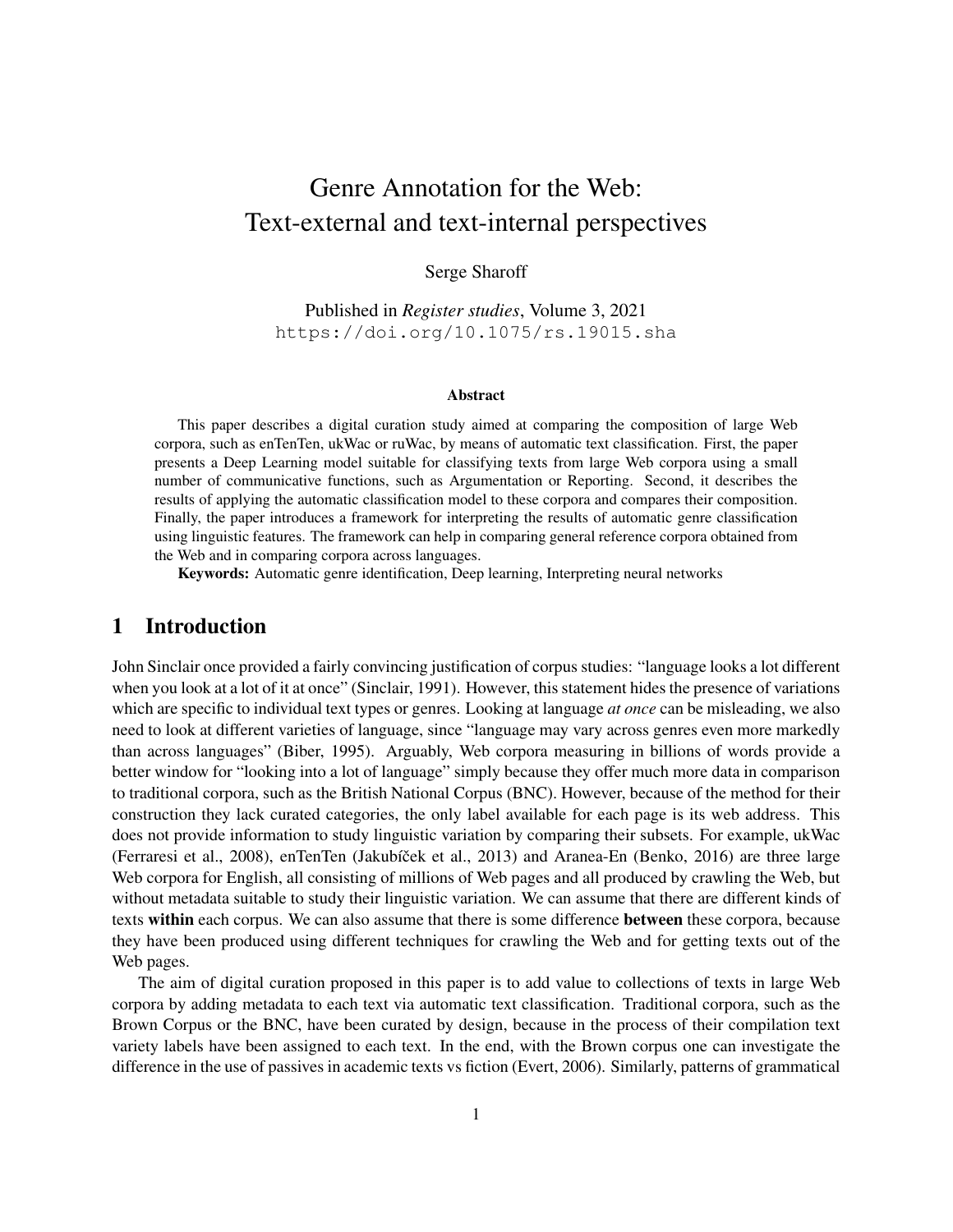# Genre Annotation for the Web: Text-external and text-internal perspectives

Serge Sharoff

Published in *Register studies*, Volume 3, 2021
https://doi.org/10.1075/rs.19015.sha

### Abstract

This paper describes a digital curation study aimed at comparing the composition of large Web corpora, such as enTenTen, ukWac or ruWac, by means of automatic text classification. First, the paper presents a Deep Learning model suitable for classifying texts from large Web corpora using a small number of communicative functions, such as Argumentation or Reporting. Second, it describes the results of applying the automatic classification model to these corpora and compares their composition. Finally, the paper introduces a framework for interpreting the results of automatic genre classification using linguistic features. The framework can help in comparing general reference corpora obtained from the Web and in comparing corpora across languages.

**Keywords:** Automatic genre identification, Deep learning, Interpreting neural networks

## 1 Introduction

John Sinclair once provided a fairly convincing justification of corpus studies: "language looks a lot different when you look at a lot of it at once" (Sinclair, 1991). However, this statement hides the presence of variations which are specific to individual text types or genres. Looking at language *at once* can be misleading, we also need to look at different varieties of language, since "language may vary across genres even more markedly than across languages" (Biber, 1995). Arguably, Web corpora measuring in billions of words provide a better window for "looking into a lot of language" simply because they offer much more data in comparison to traditional corpora, such as the British National Corpus (BNC). However, because of the method for their construction they lack curated categories, the only label available for each page is its web address. This does not provide information to study linguistic variation by comparing their subsets. For example, ukWac (Ferraresi et al., 2008), enTenTen (Jakubíček et al., 2013) and Aranea-En (Benko, 2016) are three large Web corpora for English, all consisting of millions of Web pages and all produced by crawling the Web, but without metadata suitable to study their linguistic variation. We can assume that there are different kinds of texts **within** each corpus. We can also assume that there is some difference **between** these corpora, because they have been produced using different techniques for crawling the Web and for getting texts out of the Web pages.

The aim of digital curation proposed in this paper is to add value to collections of texts in large Web corpora by adding metadata to each text via automatic text classification. Traditional corpora, such as the Brown Corpus or the BNC, have been curated by design, because in the process of their compilation text variety labels have been assigned to each text. In the end, with the Brown corpus one can investigate the difference in the use of passives in academic texts vs fiction (Evert, 2006). Similarly, patterns of grammatical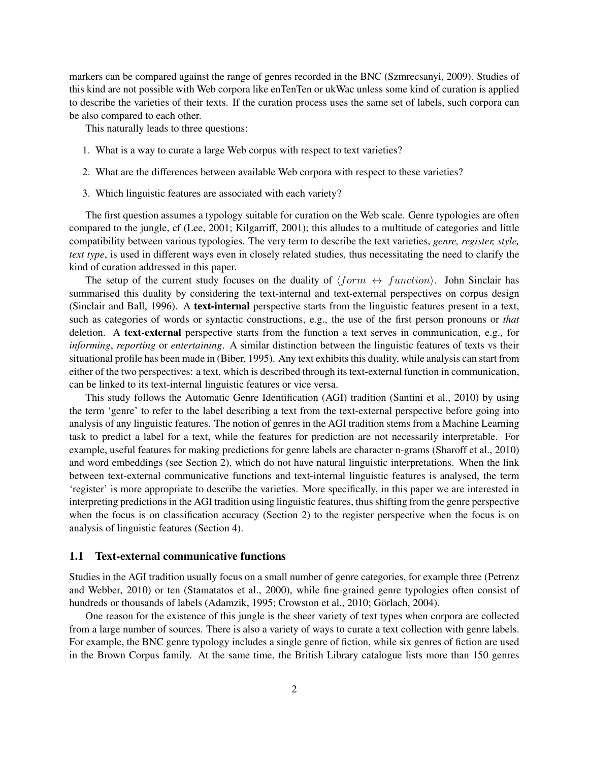markers can be compared against the range of genres recorded in the BNC (Szmrecsanyi, 2009). Studies of this kind are not possible with Web corpora like enTenTen or ukWac unless some kind of curation is applied to describe the varieties of their texts. If the curation process uses the same set of labels, such corpora can be also compared to each other.

This naturally leads to three questions:

1. What is a way to curate a large Web corpus with respect to text varieties?
2. What are the differences between available Web corpora with respect to these varieties?
3. Which linguistic features are associated with each variety?

The first question assumes a typology suitable for curation on the Web scale. Genre typologies are often compared to the jungle, cf (Lee, 2001; Kilgarriff, 2001); this alludes to a multitude of categories and little compatibility between various typologies. The very term to describe the text varieties, *genre, register, style, text type*, is used in different ways even in closely related studies, thus necessitating the need to clarify the kind of curation addressed in this paper.

The setup of the current study focuses on the duality of $\langle form \leftrightarrow function \rangle$. John Sinclair has summarised this duality by considering the text-internal and text-external perspectives on corpus design (Sinclair and Ball, 1996). A **text-internal** perspective starts from the linguistic features present in a text, such as categories of words or syntactic constructions, e.g., the use of the first person pronouns or *that* deletion. A **text-external** perspective starts from the function a text serves in communication, e.g., for *informing*, *reporting* or *entertaining*. A similar distinction between the linguistic features of texts vs their situational profile has been made in (Biber, 1995). Any text exhibits this duality, while analysis can start from either of the two perspectives: a text, which is described through its text-external function in communication, can be linked to its text-internal linguistic features or vice versa.

This study follows the Automatic Genre Identification (AGI) tradition (Santini et al., 2010) by using the term 'genre' to refer to the label describing a text from the text-external perspective before going into analysis of any linguistic features. The notion of genres in the AGI tradition stems from a Machine Learning task to predict a label for a text, while the features for prediction are not necessarily interpretable. For example, useful features for making predictions for genre labels are character n-grams (Sharoff et al., 2010) and word embeddings (see Section 2), which do not have natural linguistic interpretations. When the link between text-external communicative functions and text-internal linguistic features is analysed, the term 'register' is more appropriate to describe the varieties. More specifically, in this paper we are interested in interpreting predictions in the AGI tradition using linguistic features, thus shifting from the genre perspective when the focus is on classification accuracy (Section 2) to the register perspective when the focus is on analysis of linguistic features (Section 4).

### 1.1 Text-external communicative functions

Studies in the AGI tradition usually focus on a small number of genre categories, for example three (Petrenz and Webber, 2010) or ten (Stamatatos et al., 2000), while fine-grained genre typologies often consist of hundreds or thousands of labels (Adamzik, 1995; Crowston et al., 2010; Görlach, 2004).

One reason for the existence of this jungle is the sheer variety of text types when corpora are collected from a large number of sources. There is also a variety of ways to curate a text collection with genre labels. For example, the BNC genre typology includes a single genre of fiction, while six genres of fiction are used in the Brown Corpus family. At the same time, the British Library catalogue lists more than 150 genres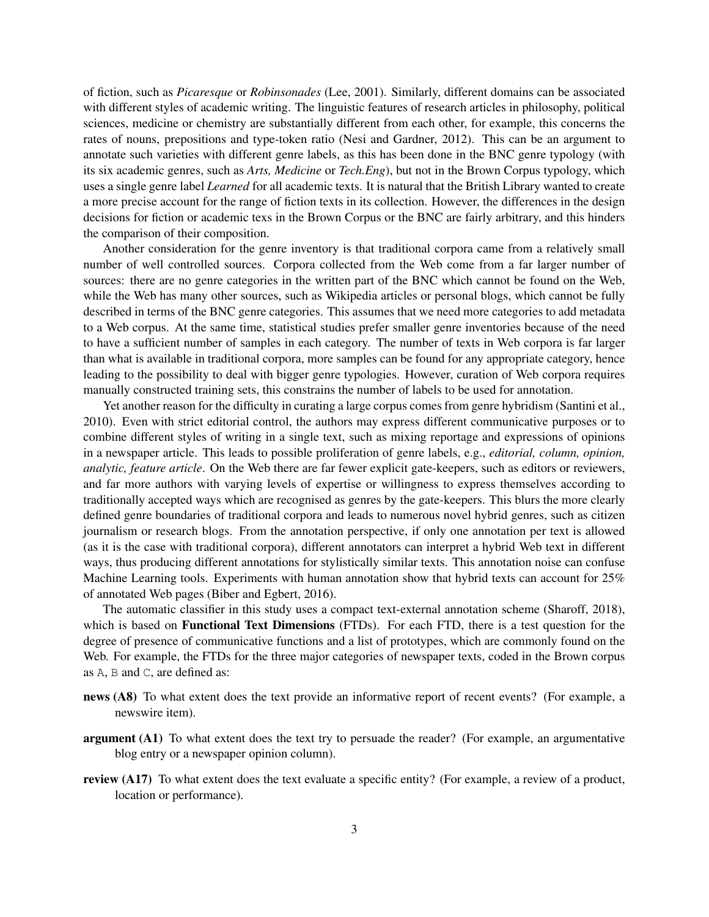of fiction, such as *Picaresque* or *Robinsonades* (Lee, 2001). Similarly, different domains can be associated with different styles of academic writing. The linguistic features of research articles in philosophy, political sciences, medicine or chemistry are substantially different from each other, for example, this concerns the rates of nouns, prepositions and type-token ratio (Nesi and Gardner, 2012). This can be an argument to annotate such varieties with different genre labels, as this has been done in the BNC genre typology (with its six academic genres, such as *Arts, Medicine* or *Tech.Eng*), but not in the Brown Corpus typology, which uses a single genre label *Learned* for all academic texts. It is natural that the British Library wanted to create a more precise account for the range of fiction texts in its collection. However, the differences in the design decisions for fiction or academic texs in the Brown Corpus or the BNC are fairly arbitrary, and this hinders the comparison of their composition.

Another consideration for the genre inventory is that traditional corpora came from a relatively small number of well controlled sources. Corpora collected from the Web come from a far larger number of sources: there are no genre categories in the written part of the BNC which cannot be found on the Web, while the Web has many other sources, such as Wikipedia articles or personal blogs, which cannot be fully described in terms of the BNC genre categories. This assumes that we need more categories to add metadata to a Web corpus. At the same time, statistical studies prefer smaller genre inventories because of the need to have a sufficient number of samples in each category. The number of texts in Web corpora is far larger than what is available in traditional corpora, more samples can be found for any appropriate category, hence leading to the possibility to deal with bigger genre typologies. However, curation of Web corpora requires manually constructed training sets, this constrains the number of labels to be used for annotation.

Yet another reason for the difficulty in curating a large corpus comes from genre hybridism (Santini et al., 2010). Even with strict editorial control, the authors may express different communicative purposes or to combine different styles of writing in a single text, such as mixing reportage and expressions of opinions in a newspaper article. This leads to possible proliferation of genre labels, e.g., *editorial, column, opinion, analytic, feature article*. On the Web there are far fewer explicit gate-keepers, such as editors or reviewers, and far more authors with varying levels of expertise or willingness to express themselves according to traditionally accepted ways which are recognised as genres by the gate-keepers. This blurs the more clearly defined genre boundaries of traditional corpora and leads to numerous novel hybrid genres, such as citizen journalism or research blogs. From the annotation perspective, if only one annotation per text is allowed (as it is the case with traditional corpora), different annotators can interpret a hybrid Web text in different ways, thus producing different annotations for stylistically similar texts. This annotation noise can confuse Machine Learning tools. Experiments with human annotation show that hybrid texts can account for 25% of annotated Web pages (Biber and Egbert, 2016).

The automatic classifier in this study uses a compact text-external annotation scheme (Sharoff, 2018), which is based on **Functional Text Dimensions** (FTDs). For each FTD, there is a test question for the degree of presence of communicative functions and a list of prototypes, which are commonly found on the Web. For example, the FTDs for the three major categories of newspaper texts, coded in the Brown corpus as `A`, `B` and `C`, are defined as:

**news (A8)** To what extent does the text provide an informative report of recent events? (For example, a newswire item).

**argument (A1)** To what extent does the text try to persuade the reader? (For example, an argumentative blog entry or a newspaper opinion column).

**review (A17)** To what extent does the text evaluate a specific entity? (For example, a review of a product, location or performance).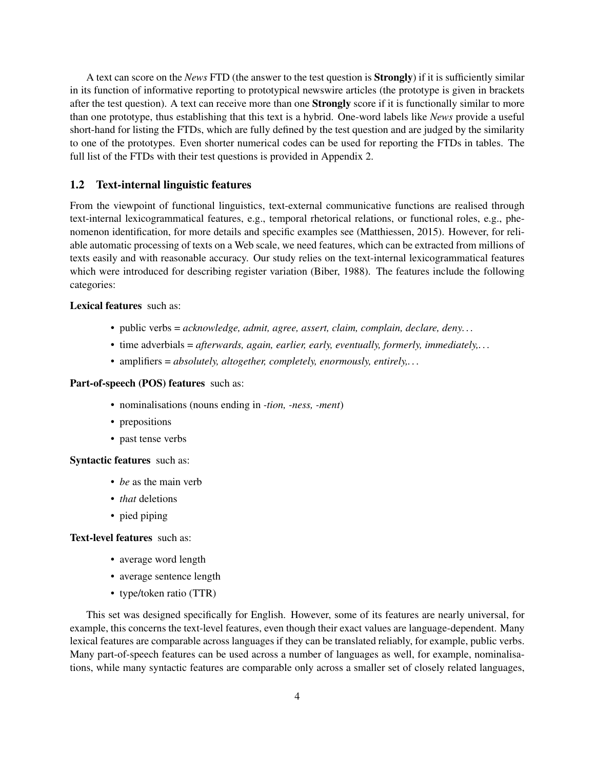A text can score on the *News* FTD (the answer to the test question is **Strongly**) if it is sufficiently similar in its function of informative reporting to prototypical newswire articles (the prototype is given in brackets after the test question). A text can receive more than one **Strongly** score if it is functionally similar to more than one prototype, thus establishing that this text is a hybrid. One-word labels like *News* provide a useful short-hand for listing the FTDs, which are fully defined by the test question and are judged by the similarity to one of the prototypes. Even shorter numerical codes can be used for reporting the FTDs in tables. The full list of the FTDs with their test questions is provided in Appendix 2.

## 1.2 Text-internal linguistic features

From the viewpoint of functional linguistics, text-external communicative functions are realised through text-internal lexicogrammatical features, e.g., temporal rhetorical relations, or functional roles, e.g., phenomenon identification, for more details and specific examples see (Matthiessen, 2015). However, for reliable automatic processing of texts on a Web scale, we need features, which can be extracted from millions of texts easily and with reasonable accuracy. Our study relies on the text-internal lexicogrammatical features which were introduced for describing register variation (Biber, 1988). The features include the following categories:

**Lexical features** such as:

- public verbs = *acknowledge, admit, agree, assert, claim, complain, declare, deny...*
- time adverbials = *afterwards, again, earlier, early, eventually, formerly, immediately,...*
- amplifiers = *absolutely, altogether, completely, enormously, entirely,...*

**Part-of-speech (POS) features** such as:

- nominalisations (nouns ending in *-tion, -ness, -ment*)
- prepositions
- past tense verbs

**Syntactic features** such as:

- *be* as the main verb
- *that* deletions
- pied piping

**Text-level features** such as:

- average word length
- average sentence length
- type/token ratio (TTR)

This set was designed specifically for English. However, some of its features are nearly universal, for example, this concerns the text-level features, even though their exact values are language-dependent. Many lexical features are comparable across languages if they can be translated reliably, for example, public verbs. Many part-of-speech features can be used across a number of languages as well, for example, nominalisations, while many syntactic features are comparable only across a smaller set of closely related languages,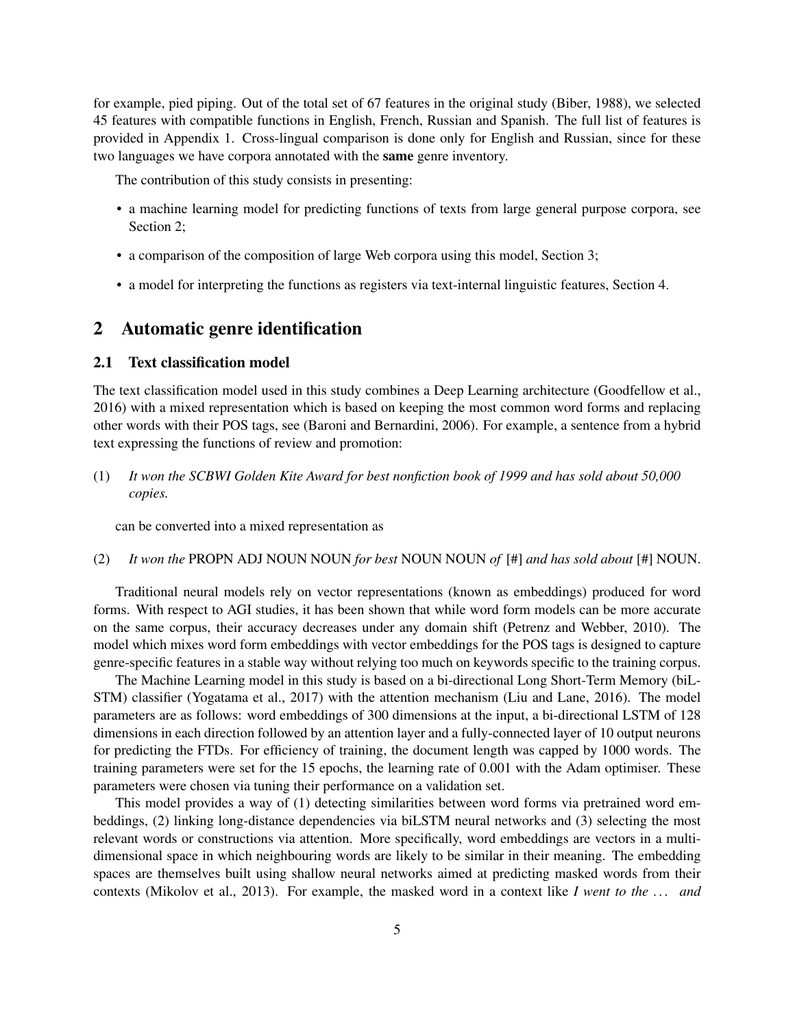for example, pied piping. Out of the total set of 67 features in the original study (Biber, 1988), we selected 45 features with compatible functions in English, French, Russian and Spanish. The full list of features is provided in Appendix 1. Cross-lingual comparison is done only for English and Russian, since for these two languages we have corpora annotated with the **same** genre inventory.

The contribution of this study consists in presenting:

- a machine learning model for predicting functions of texts from large general purpose corpora, see Section 2;
- a comparison of the composition of large Web corpora using this model, Section 3;
- a model for interpreting the functions as registers via text-internal linguistic features, Section 4.

## 2 Automatic genre identification

### 2.1 Text classification model

The text classification model used in this study combines a Deep Learning architecture (Goodfellow et al., 2016) with a mixed representation which is based on keeping the most common word forms and replacing other words with their POS tags, see (Baroni and Bernardini, 2006). For example, a sentence from a hybrid text expressing the functions of review and promotion:

(1) *It won the SCBWI Golden Kite Award for best nonfiction book of 1999 and has sold about 50,000 copies.*

can be converted into a mixed representation as

(2) *It won the* PROPN ADJ NOUN NOUN *for best* NOUN NOUN *of* [#] *and has sold about* [#] NOUN.

Traditional neural models rely on vector representations (known as embeddings) produced for word forms. With respect to AGI studies, it has been shown that while word form models can be more accurate on the same corpus, their accuracy decreases under any domain shift (Petrenz and Webber, 2010). The model which mixes word form embeddings with vector embeddings for the POS tags is designed to capture genre-specific features in a stable way without relying too much on keywords specific to the training corpus.

The Machine Learning model in this study is based on a bi-directional Long Short-Term Memory (biLSTM) classifier (Yogatama et al., 2017) with the attention mechanism (Liu and Lane, 2016). The model parameters are as follows: word embeddings of 300 dimensions at the input, a bi-directional LSTM of 128 dimensions in each direction followed by an attention layer and a fully-connected layer of 10 output neurons for predicting the FTDs. For efficiency of training, the document length was capped by 1000 words. The training parameters were set for the 15 epochs, the learning rate of 0.001 with the Adam optimiser. These parameters were chosen via tuning their performance on a validation set.

This model provides a way of (1) detecting similarities between word forms via pretrained word embeddings, (2) linking long-distance dependencies via biLSTM neural networks and (3) selecting the most relevant words or constructions via attention. More specifically, word embeddings are vectors in a multi-dimensional space in which neighbouring words are likely to be similar in their meaning. The embedding spaces are themselves built using shallow neural networks aimed at predicting masked words from their contexts (Mikolov et al., 2013). For example, the masked word in a context like *I went to the ... and*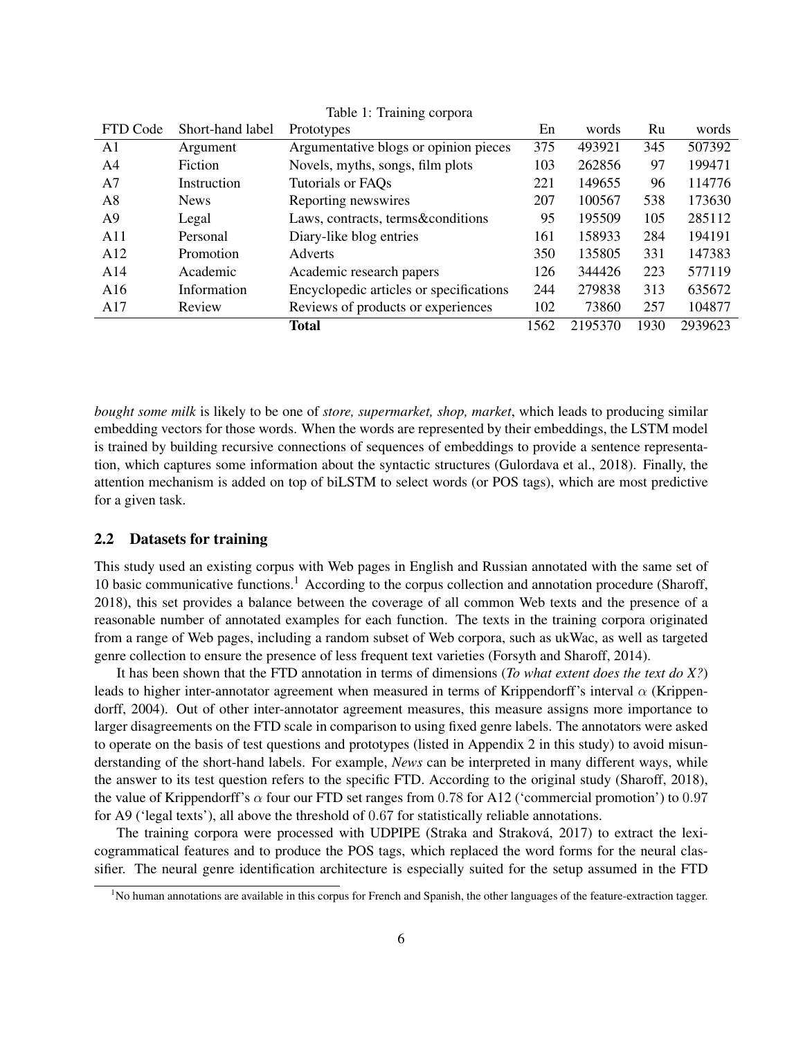Table 1: Training corpora

| FTD Code | Short-hand label | Prototypes | En | words | Ru | words |
|---|---|---|---|---|---|---|
| A1 | Argument | Argumentative blogs or opinion pieces | 375 | 493921 | 345 | 507392 |
| A4 | Fiction | Novels, myths, songs, film plots | 103 | 262856 | 97 | 199471 |
| A7 | Instruction | Tutorials or FAQs | 221 | 149655 | 96 | 114776 |
| A8 | News | Reporting newswires | 207 | 100567 | 538 | 173630 |
| A9 | Legal | Laws, contracts, terms&conditions | 95 | 195509 | 105 | 285112 |
| A11 | Personal | Diary-like blog entries | 161 | 158933 | 284 | 194191 |
| A12 | Promotion | Adverts | 350 | 135805 | 331 | 147383 |
| A14 | Academic | Academic research papers | 126 | 344426 | 223 | 577119 |
| A16 | Information | Encyclopedic articles or specifications | 244 | 279838 | 313 | 635672 |
| A17 | Review | Reviews of products or experiences | 102 | 73860 | 257 | 104877 |
| | | **Total** | 1562 | 2195370 | 1930 | 2939623 |

*bought some milk* is likely to be one of *store, supermarket, shop, market*, which leads to producing similar embedding vectors for those words. When the words are represented by their embeddings, the LSTM model is trained by building recursive connections of sequences of embeddings to provide a sentence representation, which captures some information about the syntactic structures (Gulordava et al., 2018). Finally, the attention mechanism is added on top of biLSTM to select words (or POS tags), which are most predictive for a given task.

### 2.2 Datasets for training

This study used an existing corpus with Web pages in English and Russian annotated with the same set of 10 basic communicative functions.[1] According to the corpus collection and annotation procedure (Sharoff, 2018), this set provides a balance between the coverage of all common Web texts and the presence of a reasonable number of annotated examples for each function. The texts in the training corpora originated from a range of Web pages, including a random subset of Web corpora, such as ukWac, as well as targeted genre collection to ensure the presence of less frequent text varieties (Forsyth and Sharoff, 2014).

It has been shown that the FTD annotation in terms of dimensions (*To what extent does the text do X?*) leads to higher inter-annotator agreement when measured in terms of Krippendorff's interval $\alpha$ (Krippendorff, 2004). Out of other inter-annotator agreement measures, this measure assigns more importance to larger disagreements on the FTD scale in comparison to using fixed genre labels. The annotators were asked to operate on the basis of test questions and prototypes (listed in Appendix 2 in this study) to avoid misunderstanding of the short-hand labels. For example, *News* can be interpreted in many different ways, while the answer to its test question refers to the specific FTD. According to the original study (Sharoff, 2018), the value of Krippendorff's $\alpha$ four our FTD set ranges from $0.78$ for A12 ('commercial promotion') to $0.97$ for A9 ('legal texts'), all above the threshold of $0.67$ for statistically reliable annotations.

The training corpora were processed with UDPIPE (Straka and Straková, 2017) to extract the lexicogrammatical features and to produce the POS tags, which replaced the word forms for the neural classifier. The neural genre identification architecture is especially suited for the setup assumed in the FTD

[1] No human annotations are available in this corpus for French and Spanish, the other languages of the feature-extraction tagger.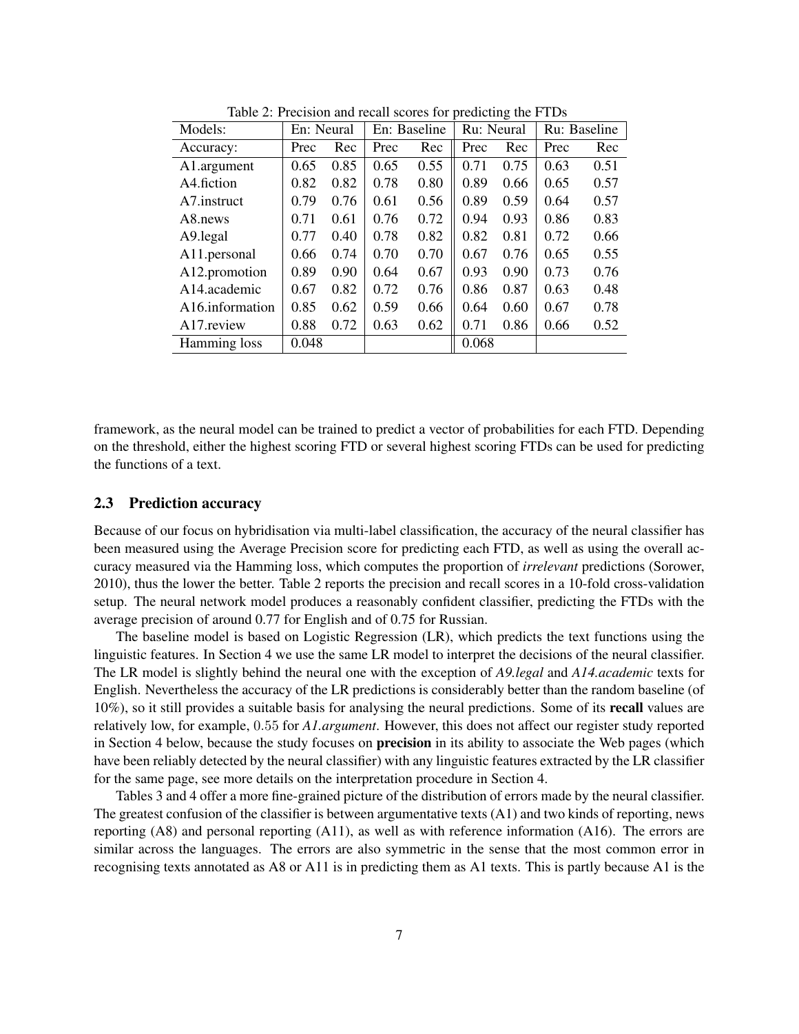Table 2: Precision and recall scores for predicting the FTDs

| Models: | En: Neural | | En: Baseline | | Ru: Neural | | Ru: Baseline | |
|---|---|---|---|---|---|---|---|---|
| Accuracy: | Prec | Rec | Prec | Rec | Prec | Rec | Prec | Rec |
| A1.argument | 0.65 | 0.85 | 0.65 | 0.55 | 0.71 | 0.75 | 0.63 | 0.51 |
| A4.fiction | 0.82 | 0.82 | 0.78 | 0.80 | 0.89 | 0.66 | 0.65 | 0.57 |
| A7.instruct | 0.79 | 0.76 | 0.61 | 0.56 | 0.89 | 0.59 | 0.64 | 0.57 |
| A8.news | 0.71 | 0.61 | 0.76 | 0.72 | 0.94 | 0.93 | 0.86 | 0.83 |
| A9.legal | 0.77 | 0.40 | 0.78 | 0.82 | 0.82 | 0.81 | 0.72 | 0.66 |
| A11.personal | 0.66 | 0.74 | 0.70 | 0.70 | 0.67 | 0.76 | 0.65 | 0.55 |
| A12.promotion | 0.89 | 0.90 | 0.64 | 0.67 | 0.93 | 0.90 | 0.73 | 0.76 |
| A14.academic | 0.67 | 0.82 | 0.72 | 0.76 | 0.86 | 0.87 | 0.63 | 0.48 |
| A16.information | 0.85 | 0.62 | 0.59 | 0.66 | 0.64 | 0.60 | 0.67 | 0.78 |
| A17.review | 0.88 | 0.72 | 0.63 | 0.62 | 0.71 | 0.86 | 0.66 | 0.52 |
| Hamming loss | 0.048 | | | | 0.068 | | | |

framework, as the neural model can be trained to predict a vector of probabilities for each FTD. Depending on the threshold, either the highest scoring FTD or several highest scoring FTDs can be used for predicting the functions of a text.

### 2.3 Prediction accuracy

Because of our focus on hybridisation via multi-label classification, the accuracy of the neural classifier has been measured using the Average Precision score for predicting each FTD, as well as using the overall accuracy measured via the Hamming loss, which computes the proportion of *irrelevant* predictions (Sorower, 2010), thus the lower the better. Table 2 reports the precision and recall scores in a 10-fold cross-validation setup. The neural network model produces a reasonably confident classifier, predicting the FTDs with the average precision of around 0.77 for English and of 0.75 for Russian.

The baseline model is based on Logistic Regression (LR), which predicts the text functions using the linguistic features. In Section 4 we use the same LR model to interpret the decisions of the neural classifier. The LR model is slightly behind the neural one with the exception of *A9.legal* and *A14.academic* texts for English. Nevertheless the accuracy of the LR predictions is considerably better than the random baseline (of 10%), so it still provides a suitable basis for analysing the neural predictions. Some of its **recall** values are relatively low, for example, 0.55 for *A1.argument*. However, this does not affect our register study reported in Section 4 below, because the study focuses on **precision** in its ability to associate the Web pages (which have been reliably detected by the neural classifier) with any linguistic features extracted by the LR classifier for the same page, see more details on the interpretation procedure in Section 4.

Tables 3 and 4 offer a more fine-grained picture of the distribution of errors made by the neural classifier. The greatest confusion of the classifier is between argumentative texts (A1) and two kinds of reporting, news reporting (A8) and personal reporting (A11), as well as with reference information (A16). The errors are similar across the languages. The errors are also symmetric in the sense that the most common error in recognising texts annotated as A8 or A11 is in predicting them as A1 texts. This is partly because A1 is the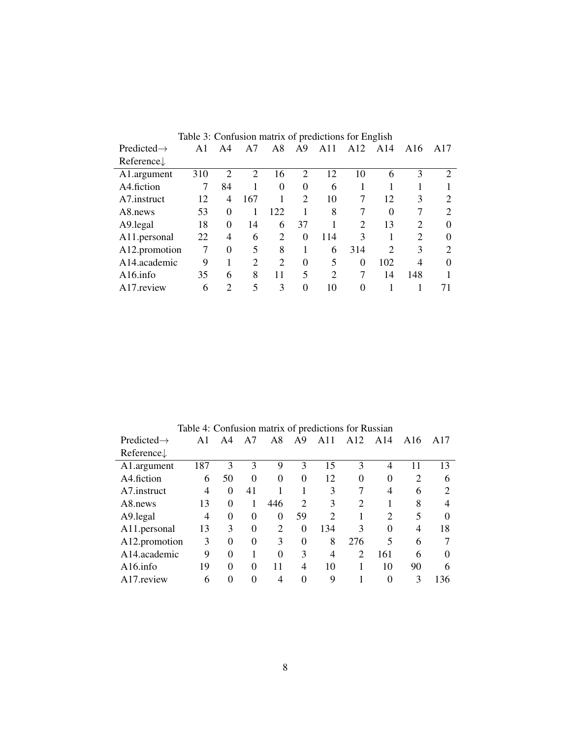Table 3: Confusion matrix of predictions for English

| Predicted→ Reference↓ | A1 | A4 | A7 | A8 | A9 | A11 | A12 | A14 | A16 | A17 |
|---|---|---|---|---|---|---|---|---|---|---|
| A1.argument | 310 | 2 | 2 | 16 | 2 | 12 | 10 | 6 | 3 | 2 |
| A4.fiction | 7 | 84 | 1 | 0 | 0 | 6 | 1 | 1 | 1 | 1 |
| A7.instruct | 12 | 4 | 167 | 1 | 2 | 10 | 7 | 12 | 3 | 2 |
| A8.news | 53 | 0 | 1 | 122 | 1 | 8 | 7 | 0 | 7 | 2 |
| A9.legal | 18 | 0 | 14 | 6 | 37 | 1 | 2 | 13 | 2 | 0 |
| A11.personal | 22 | 4 | 6 | 2 | 0 | 114 | 3 | 1 | 2 | 0 |
| A12.promotion | 7 | 0 | 5 | 8 | 1 | 6 | 314 | 2 | 3 | 2 |
| A14.academic | 9 | 1 | 2 | 2 | 0 | 5 | 0 | 102 | 4 | 0 |
| A16.info | 35 | 6 | 8 | 11 | 5 | 2 | 7 | 14 | 148 | 1 |
| A17.review | 6 | 2 | 5 | 3 | 0 | 10 | 0 | 1 | 1 | 71 |

Table 4: Confusion matrix of predictions for Russian

| Predicted→ Reference↓ | A1 | A4 | A7 | A8 | A9 | A11 | A12 | A14 | A16 | A17 |
|---|---|---|---|---|---|---|---|---|---|---|
| A1.argument | 187 | 3 | 3 | 9 | 3 | 15 | 3 | 4 | 11 | 13 |
| A4.fiction | 6 | 50 | 0 | 0 | 0 | 12 | 0 | 0 | 2 | 6 |
| A7.instruct | 4 | 0 | 41 | 1 | 1 | 3 | 7 | 4 | 6 | 2 |
| A8.news | 13 | 0 | 1 | 446 | 2 | 3 | 2 | 1 | 8 | 4 |
| A9.legal | 4 | 0 | 0 | 0 | 59 | 2 | 1 | 2 | 5 | 0 |
| A11.personal | 13 | 3 | 0 | 2 | 0 | 134 | 3 | 0 | 4 | 18 |
| A12.promotion | 3 | 0 | 0 | 3 | 0 | 8 | 276 | 5 | 6 | 7 |
| A14.academic | 9 | 0 | 1 | 0 | 3 | 4 | 2 | 161 | 6 | 0 |
| A16.info | 19 | 0 | 0 | 11 | 4 | 10 | 1 | 10 | 90 | 6 |
| A17.review | 6 | 0 | 0 | 4 | 0 | 9 | 1 | 0 | 3 | 136 |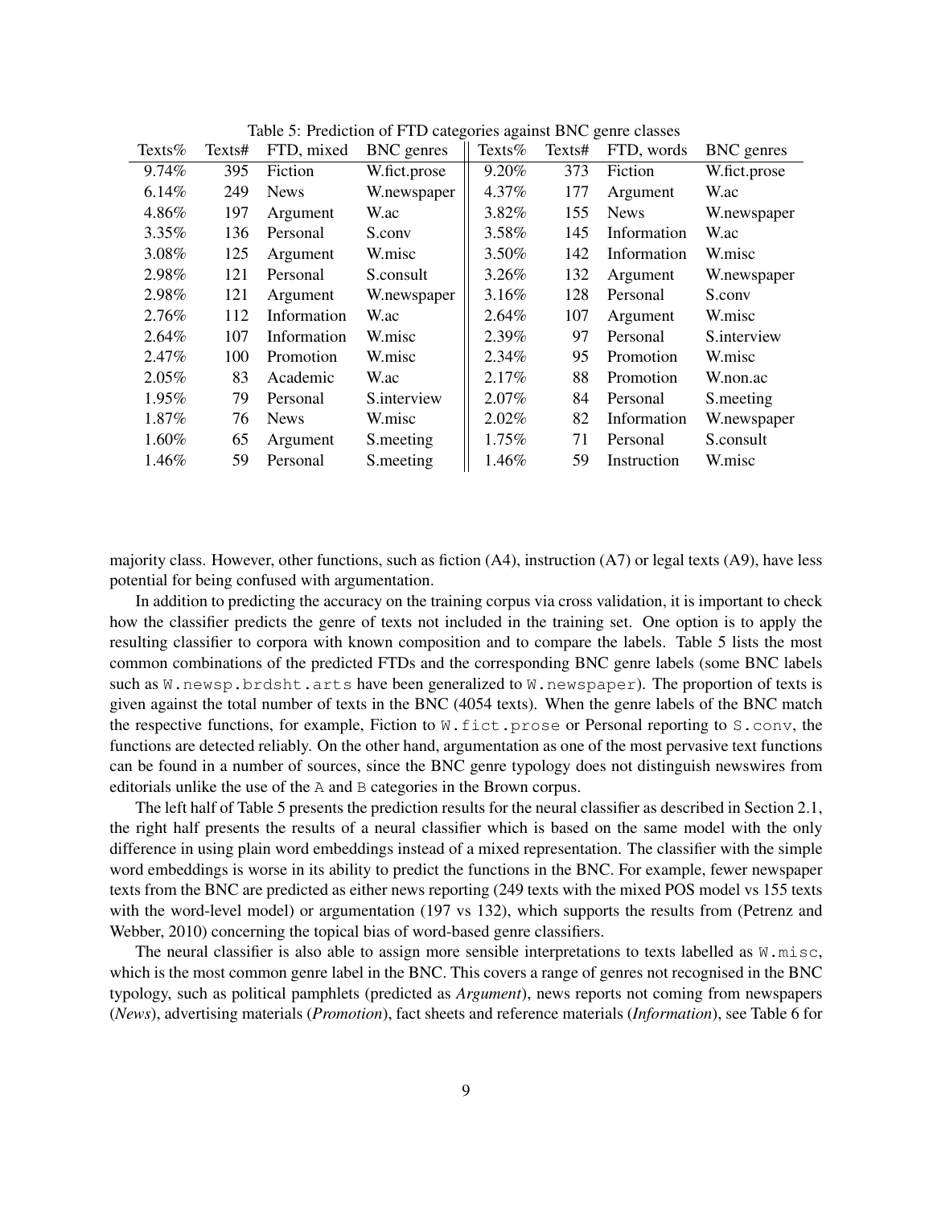Table 5: Prediction of FTD categories against BNC genre classes

| Texts% | Texts# | FTD, mixed | BNC genres | Texts% | Texts# | FTD, words | BNC genres |
|---|---|---|---|---|---|---|---|
| 9.74% | 395 | Fiction | W.fict.prose | 9.20% | 373 | Fiction | W.fict.prose |
| 6.14% | 249 | News | W.newspaper | 4.37% | 177 | Argument | W.ac |
| 4.86% | 197 | Argument | W.ac | 3.82% | 155 | News | W.newspaper |
| 3.35% | 136 | Personal | S.conv | 3.58% | 145 | Information | W.ac |
| 3.08% | 125 | Argument | W.misc | 3.50% | 142 | Information | W.misc |
| 2.98% | 121 | Personal | S.consult | 3.26% | 132 | Argument | W.newspaper |
| 2.98% | 121 | Argument | W.newspaper | 3.16% | 128 | Personal | S.conv |
| 2.76% | 112 | Information | W.ac | 2.64% | 107 | Argument | W.misc |
| 2.64% | 107 | Information | W.misc | 2.39% | 97 | Personal | S.interview |
| 2.47% | 100 | Promotion | W.misc | 2.34% | 95 | Promotion | W.misc |
| 2.05% | 83 | Academic | W.ac | 2.17% | 88 | Promotion | W.non.ac |
| 1.95% | 79 | Personal | S.interview | 2.07% | 84 | Personal | S.meeting |
| 1.87% | 76 | News | W.misc | 2.02% | 82 | Information | W.newspaper |
| 1.60% | 65 | Argument | S.meeting | 1.75% | 71 | Personal | S.consult |
| 1.46% | 59 | Personal | S.meeting | 1.46% | 59 | Instruction | W.misc |

majority class. However, other functions, such as fiction (A4), instruction (A7) or legal texts (A9), have less potential for being confused with argumentation.

In addition to predicting the accuracy on the training corpus via cross validation, it is important to check how the classifier predicts the genre of texts not included in the training set. One option is to apply the resulting classifier to corpora with known composition and to compare the labels. Table 5 lists the most common combinations of the predicted FTDs and the corresponding BNC genre labels (some BNC labels such as W.newsp.brdsht.arts have been generalized to W.newspaper). The proportion of texts is given against the total number of texts in the BNC (4054 texts). When the genre labels of the BNC match the respective functions, for example, Fiction to W.fict.prose or Personal reporting to S.conv, the functions are detected reliably. On the other hand, argumentation as one of the most pervasive text functions can be found in a number of sources, since the BNC genre typology does not distinguish newswires from editorials unlike the use of the A and B categories in the Brown corpus.

The left half of Table 5 presents the prediction results for the neural classifier as described in Section 2.1, the right half presents the results of a neural classifier which is based on the same model with the only difference in using plain word embeddings instead of a mixed representation. The classifier with the simple word embeddings is worse in its ability to predict the functions in the BNC. For example, fewer newspaper texts from the BNC are predicted as either news reporting (249 texts with the mixed POS model vs 155 texts with the word-level model) or argumentation (197 vs 132), which supports the results from (Petrenz and Webber, 2010) concerning the topical bias of word-based genre classifiers.

The neural classifier is also able to assign more sensible interpretations to texts labelled as W.misc, which is the most common genre label in the BNC. This covers a range of genres not recognised in the BNC typology, such as political pamphlets (predicted as *Argument*), news reports not coming from newspapers (*News*), advertising materials (*Promotion*), fact sheets and reference materials (*Information*), see Table 6 for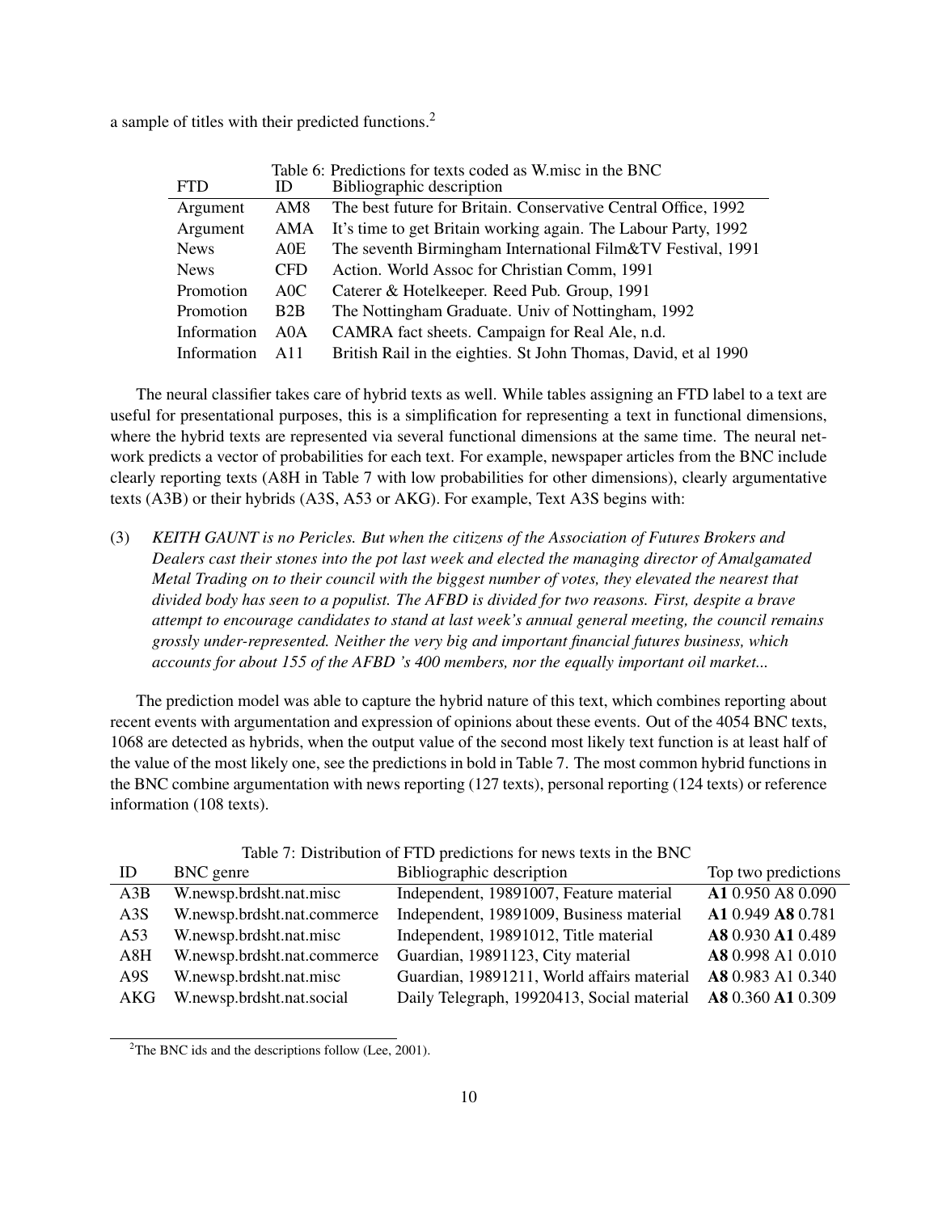a sample of titles with their predicted functions.[2]

Table 6: Predictions for texts coded as W.misc in the BNC

| FTD | ID | Bibliographic description |
|---|---|---|
| Argument | AM8 | The best future for Britain. Conservative Central Office, 1992 |
| Argument | AMA | It's time to get Britain working again. The Labour Party, 1992 |
| News | A0E | The seventh Birmingham International Film&TV Festival, 1991 |
| News | CFD | Action. World Assoc for Christian Comm, 1991 |
| Promotion | A0C | Caterer & Hotelkeeper. Reed Pub. Group, 1991 |
| Promotion | B2B | The Nottingham Graduate. Univ of Nottingham, 1992 |
| Information | A0A | CAMRA fact sheets. Campaign for Real Ale, n.d. |
| Information | A11 | British Rail in the eighties. St John Thomas, David, et al 1990 |

The neural classifier takes care of hybrid texts as well. While tables assigning an FTD label to a text are useful for presentational purposes, this is a simplification for representing a text in functional dimensions, where the hybrid texts are represented via several functional dimensions at the same time. The neural network predicts a vector of probabilities for each text. For example, newspaper articles from the BNC include clearly reporting texts (A8H in Table 7 with low probabilities for other dimensions), clearly argumentative texts (A3B) or their hybrids (A3S, A53 or AKG). For example, Text A3S begins with:

(3) *KEITH GAUNT is no Pericles. But when the citizens of the Association of Futures Brokers and Dealers cast their stones into the pot last week and elected the managing director of Amalgamated Metal Trading on to their council with the biggest number of votes, they elevated the nearest that divided body has seen to a populist. The AFBD is divided for two reasons. First, despite a brave attempt to encourage candidates to stand at last week's annual general meeting, the council remains grossly under-represented. Neither the very big and important financial futures business, which accounts for about 155 of the AFBD 's 400 members, nor the equally important oil market...*

The prediction model was able to capture the hybrid nature of this text, which combines reporting about recent events with argumentation and expression of opinions about these events. Out of the 4054 BNC texts, 1068 are detected as hybrids, when the output value of the second most likely text function is at least half of the value of the most likely one, see the predictions in bold in Table 7. The most common hybrid functions in the BNC combine argumentation with news reporting (127 texts), personal reporting (124 texts) or reference information (108 texts).

Table 7: Distribution of FTD predictions for news texts in the BNC

| ID | BNC genre | Bibliographic description | Top two predictions |
|---|---|---|---|
| A3B | W.newsp.brdsht.nat.misc | Independent, 19891007, Feature material | **A1** 0.950 A8 0.090 |
| A3S | W.newsp.brdsht.nat.commerce | Independent, 19891009, Business material | **A1** 0.949 **A8** 0.781 |
| A53 | W.newsp.brdsht.nat.misc | Independent, 19891012, Title material | **A8** 0.930 **A1** 0.489 |
| A8H | W.newsp.brdsht.nat.commerce | Guardian, 19891123, City material | **A8** 0.998 A1 0.010 |
| A9S | W.newsp.brdsht.nat.misc | Guardian, 19891211, World affairs material | **A8** 0.983 A1 0.340 |
| AKG | W.newsp.brdsht.nat.social | Daily Telegraph, 19920413, Social material | **A8** 0.360 **A1** 0.309 |

[2] The BNC ids and the descriptions follow (Lee, 2001).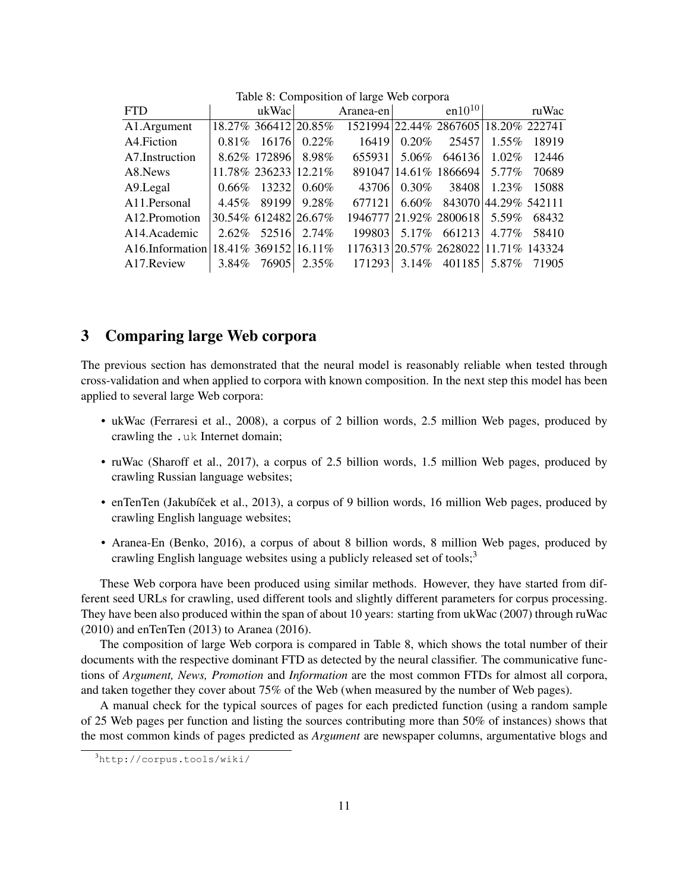Table 8: Composition of large Web corpora

| FTD | ukWac | | Aranea-en | | $en10^{10}$ | | ruWac | |
|---|---|---|---|---|---|---|---|---|
| A1.Argument | 18.27% | 366412 | 20.85% | 1521994 | 22.44% | 2867605 | 18.20% | 222741 |
| A4.Fiction | 0.81% | 16176 | 0.22% | 16419 | 0.20% | 25457 | 1.55% | 18919 |
| A7.Instruction | 8.62% | 172896 | 8.98% | 655931 | 5.06% | 646136 | 1.02% | 12446 |
| A8.News | 11.78% | 236233 | 12.21% | 891047 | 14.61% | 1866694 | 5.77% | 70689 |
| A9.Legal | 0.66% | 13232 | 0.60% | 43706 | 0.30% | 38408 | 1.23% | 15088 |
| A11.Personal | 4.45% | 89199 | 9.28% | 677121 | 6.60% | 843070 | 44.29% | 542111 |
| A12.Promotion | 30.54% | 612482 | 26.67% | 1946777 | 21.92% | 2800618 | 5.59% | 68432 |
| A14.Academic | 2.62% | 52516 | 2.74% | 199803 | 5.17% | 661213 | 4.77% | 58410 |
| A16.Information | 18.41% | 369152 | 16.11% | 1176313 | 20.57% | 2628022 | 11.71% | 143324 |
| A17.Review | 3.84% | 76905 | 2.35% | 171293 | 3.14% | 401185 | 5.87% | 71905 |

## 3 Comparing large Web corpora

The previous section has demonstrated that the neural model is reasonably reliable when tested through cross-validation and when applied to corpora with known composition. In the next step this model has been applied to several large Web corpora:

- ukWac (Ferraresi et al., 2008), a corpus of 2 billion words, 2.5 million Web pages, produced by crawling the `.uk` Internet domain;
- ruWac (Sharoff et al., 2017), a corpus of 2.5 billion words, 1.5 million Web pages, produced by crawling Russian language websites;
- enTenTen (Jakubíček et al., 2013), a corpus of 9 billion words, 16 million Web pages, produced by crawling English language websites;
- Aranea-En (Benko, 2016), a corpus of about 8 billion words, 8 million Web pages, produced by crawling English language websites using a publicly released set of tools;[3]

These Web corpora have been produced using similar methods. However, they have started from different seed URLs for crawling, used different tools and slightly different parameters for corpus processing. They have been also produced within the span of about 10 years: starting from ukWac (2007) through ruWac (2010) and enTenTen (2013) to Aranea (2016).

The composition of large Web corpora is compared in Table 8, which shows the total number of their documents with the respective dominant FTD as detected by the neural classifier. The communicative functions of *Argument, News, Promotion* and *Information* are the most common FTDs for almost all corpora, and taken together they cover about 75% of the Web (when measured by the number of Web pages).

A manual check for the typical sources of pages for each predicted function (using a random sample of 25 Web pages per function and listing the sources contributing more than 50% of instances) shows that the most common kinds of pages predicted as *Argument* are newspaper columns, argumentative blogs and

[3] `http://corpus.tools/wiki/`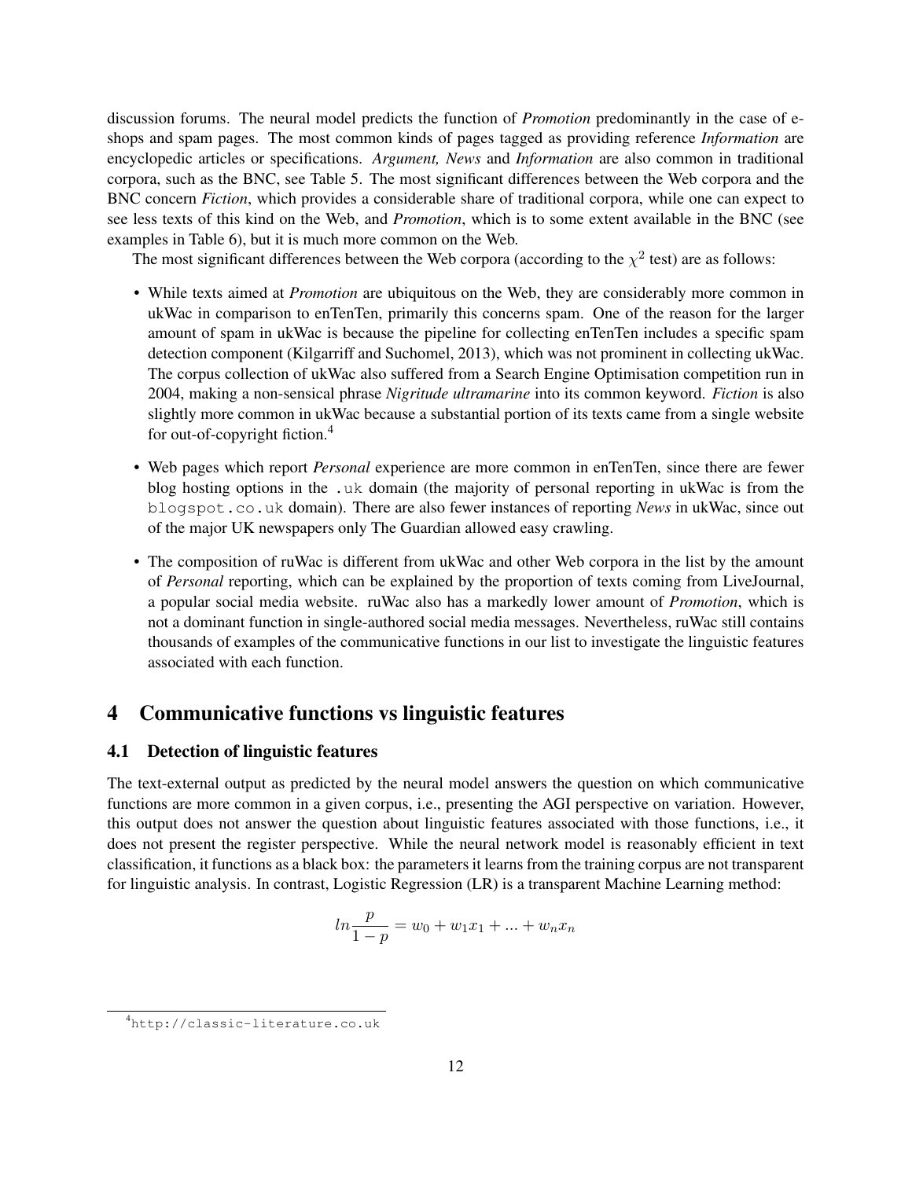discussion forums. The neural model predicts the function of *Promotion* predominantly in the case of e-shops and spam pages. The most common kinds of pages tagged as providing reference *Information* are encyclopedic articles or specifications. *Argument, News* and *Information* are also common in traditional corpora, such as the BNC, see Table 5. The most significant differences between the Web corpora and the BNC concern *Fiction*, which provides a considerable share of traditional corpora, while one can expect to see less texts of this kind on the Web, and *Promotion*, which is to some extent available in the BNC (see examples in Table 6), but it is much more common on the Web.

The most significant differences between the Web corpora (according to the $\chi^2$ test) are as follows:

- While texts aimed at *Promotion* are ubiquitous on the Web, they are considerably more common in ukWac in comparison to enTenTen, primarily this concerns spam. One of the reason for the larger amount of spam in ukWac is because the pipeline for collecting enTenTen includes a specific spam detection component (Kilgarriff and Suchomel, 2013), which was not prominent in collecting ukWac. The corpus collection of ukWac also suffered from a Search Engine Optimisation competition run in 2004, making a non-sensical phrase *Nigritude ultramarine* into its common keyword. *Fiction* is also slightly more common in ukWac because a substantial portion of its texts came from a single website for out-of-copyright fiction.[4]

- Web pages which report *Personal* experience are more common in enTenTen, since there are fewer blog hosting options in the `.uk` domain (the majority of personal reporting in ukWac is from the `blogspot.co.uk` domain). There are also fewer instances of reporting *News* in ukWac, since out of the major UK newspapers only The Guardian allowed easy crawling.

- The composition of ruWac is different from ukWac and other Web corpora in the list by the amount of *Personal* reporting, which can be explained by the proportion of texts coming from LiveJournal, a popular social media website. ruWac also has a markedly lower amount of *Promotion*, which is not a dominant function in single-authored social media messages. Nevertheless, ruWac still contains thousands of examples of the communicative functions in our list to investigate the linguistic features associated with each function.

## 4 Communicative functions vs linguistic features

### 4.1 Detection of linguistic features

The text-external output as predicted by the neural model answers the question on which communicative functions are more common in a given corpus, i.e., presenting the AGI perspective on variation. However, this output does not answer the question about linguistic features associated with those functions, i.e., it does not present the register perspective. While the neural network model is reasonably efficient in text classification, it functions as a black box: the parameters it learns from the training corpus are not transparent for linguistic analysis. In contrast, Logistic Regression (LR) is a transparent Machine Learning method:

$$ln\frac{p}{1-p} = w_0 + w_1x_1 + ... + w_nx_n$$

[4] `http://classic-literature.co.uk`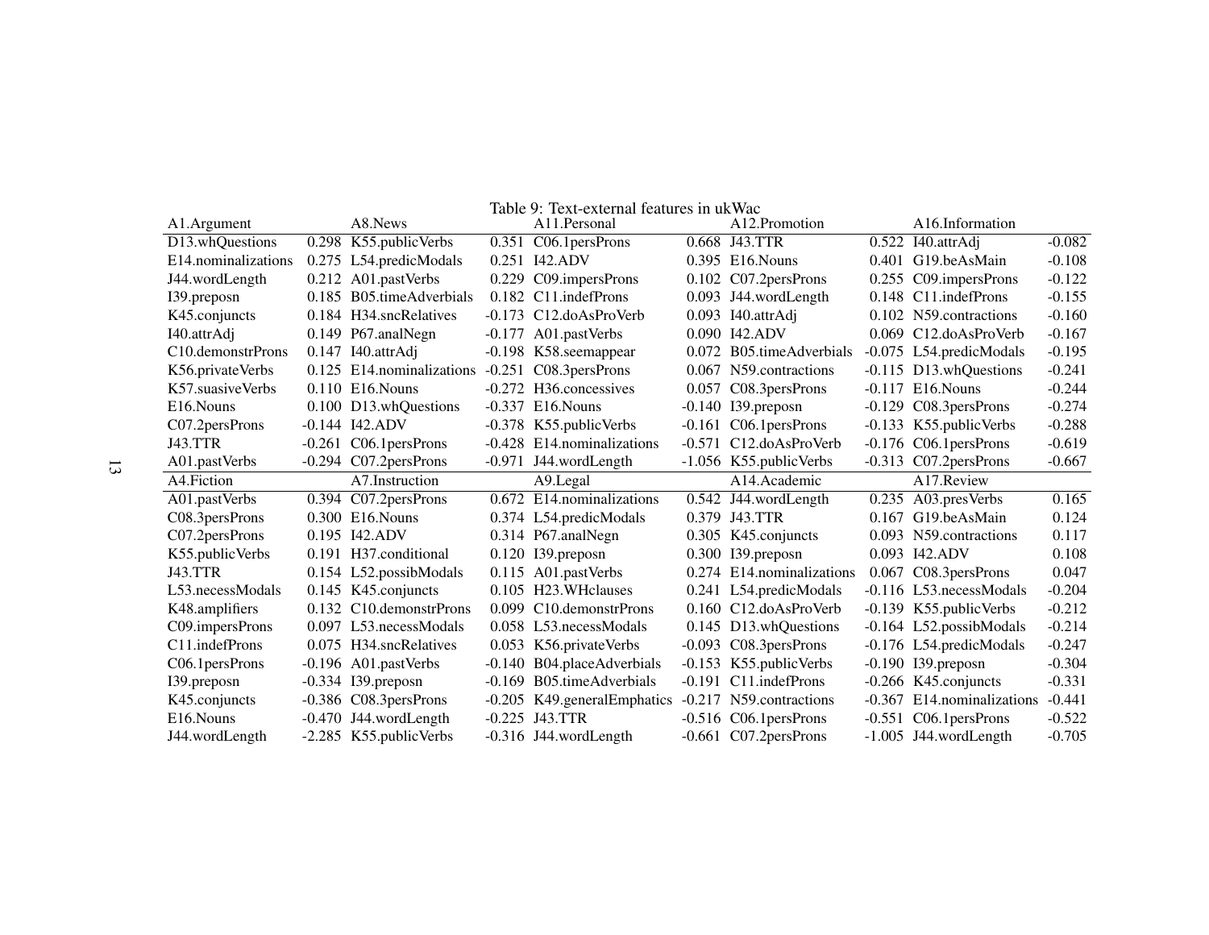Table 9: Text-external features in ukWac

| A1.Argument | | A8.News | | A11.Personal | | A12.Promotion | | A16.Information | |
|---|---|---|---|---|---|---|---|---|---|
| D13.whQuestions | 0.298 | K55.publicVerbs | 0.351 | C06.1persProns | 0.668 | J43.TTR | 0.522 | I40.attrAdj | -0.082 |
| E14.nominalizations | 0.275 | L54.predicModals | 0.251 | I42.ADV | 0.395 | E16.Nouns | 0.401 | G19.beAsMain | -0.108 |
| J44.wordLength | 0.212 | A01.pastVerbs | 0.229 | C09.impersProns | 0.102 | C07.2persProns | 0.255 | C09.impersProns | -0.122 |
| I39.preposn | 0.185 | B05.timeAdverbials | 0.182 | C11.indefProns | 0.093 | J44.wordLength | 0.148 | C11.indefProns | -0.155 |
| K45.conjuncts | 0.184 | H34.sncRelatives | -0.173 | C12.doAsProVerb | 0.093 | I40.attrAdj | 0.102 | N59.contractions | -0.160 |
| I40.attrAdj | 0.149 | P67.analNegn | -0.177 | A01.pastVerbs | 0.090 | I42.ADV | 0.069 | C12.doAsProVerb | -0.167 |
| C10.demonstrProns | 0.147 | I40.attrAdj | -0.198 | K58.seemappear | 0.072 | B05.timeAdverbials | -0.075 | L54.predicModals | -0.195 |
| K56.privateVerbs | 0.125 | E14.nominalizations | -0.251 | C08.3persProns | 0.067 | N59.contractions | -0.115 | D13.whQuestions | -0.241 |
| K57.suasiveVerbs | 0.110 | E16.Nouns | -0.272 | H36.concessives | 0.057 | C08.3persProns | -0.117 | E16.Nouns | -0.244 |
| E16.Nouns | 0.100 | D13.whQuestions | -0.337 | E16.Nouns | -0.140 | I39.preposn | -0.129 | C08.3persProns | -0.274 |
| C07.2persProns | -0.144 | I42.ADV | -0.378 | K55.publicVerbs | -0.161 | C06.1persProns | -0.133 | K55.publicVerbs | -0.288 |
| J43.TTR | -0.261 | C06.1persProns | -0.428 | E14.nominalizations | -0.571 | C12.doAsProVerb | -0.176 | C06.1persProns | -0.619 |
| A01.pastVerbs | -0.294 | C07.2persProns | -0.971 | J44.wordLength | -1.056 | K55.publicVerbs | -0.313 | C07.2persProns | -0.667 |
| **A4.Fiction** | | **A7.Instruction** | | **A9.Legal** | | **A14.Academic** | | **A17.Review** | |
| A01.pastVerbs | 0.394 | C07.2persProns | 0.672 | E14.nominalizations | 0.542 | J44.wordLength | 0.235 | A03.presVerbs | 0.165 |
| C08.3persProns | 0.300 | E16.Nouns | 0.374 | L54.predicModals | 0.379 | J43.TTR | 0.167 | G19.beAsMain | 0.124 |
| C07.2persProns | 0.195 | I42.ADV | 0.314 | P67.analNegn | 0.305 | K45.conjuncts | 0.093 | N59.contractions | 0.117 |
| K55.publicVerbs | 0.191 | H37.conditional | 0.120 | I39.preposn | 0.300 | I39.preposn | 0.093 | I42.ADV | 0.108 |
| J43.TTR | 0.154 | L52.possibModals | 0.115 | A01.pastVerbs | 0.274 | E14.nominalizations | 0.067 | C08.3persProns | 0.047 |
| L53.necessModals | 0.145 | K45.conjuncts | 0.105 | H23.WHclauses | 0.241 | L54.predicModals | -0.116 | L53.necessModals | -0.204 |
| K48.amplifiers | 0.132 | C10.demonstrProns | 0.099 | C10.demonstrProns | 0.160 | C12.doAsProVerb | -0.139 | K55.publicVerbs | -0.212 |
| C09.impersProns | 0.097 | L53.necessModals | 0.058 | L53.necessModals | 0.145 | D13.whQuestions | -0.164 | L52.possibModals | -0.214 |
| C11.indefProns | 0.075 | H34.sncRelatives | 0.053 | K56.privateVerbs | -0.093 | C08.3persProns | -0.176 | L54.predicModals | -0.247 |
| C06.1persProns | -0.196 | A01.pastVerbs | -0.140 | B04.placeAdverbials | -0.153 | K55.publicVerbs | -0.190 | I39.preposn | -0.304 |
| I39.preposn | -0.334 | I39.preposn | -0.169 | B05.timeAdverbials | -0.191 | C11.indefProns | -0.266 | K45.conjuncts | -0.331 |
| K45.conjuncts | -0.386 | C08.3persProns | -0.205 | K49.generalEmphatics | -0.217 | N59.contractions | -0.367 | E14.nominalizations | -0.441 |
| E16.Nouns | -0.470 | J44.wordLength | -0.225 | J43.TTR | -0.516 | C06.1persProns | -0.551 | C06.1persProns | -0.522 |
| J44.wordLength | -2.285 | K55.publicVerbs | -0.316 | J44.wordLength | -0.661 | C07.2persProns | -1.005 | J44.wordLength | -0.705 |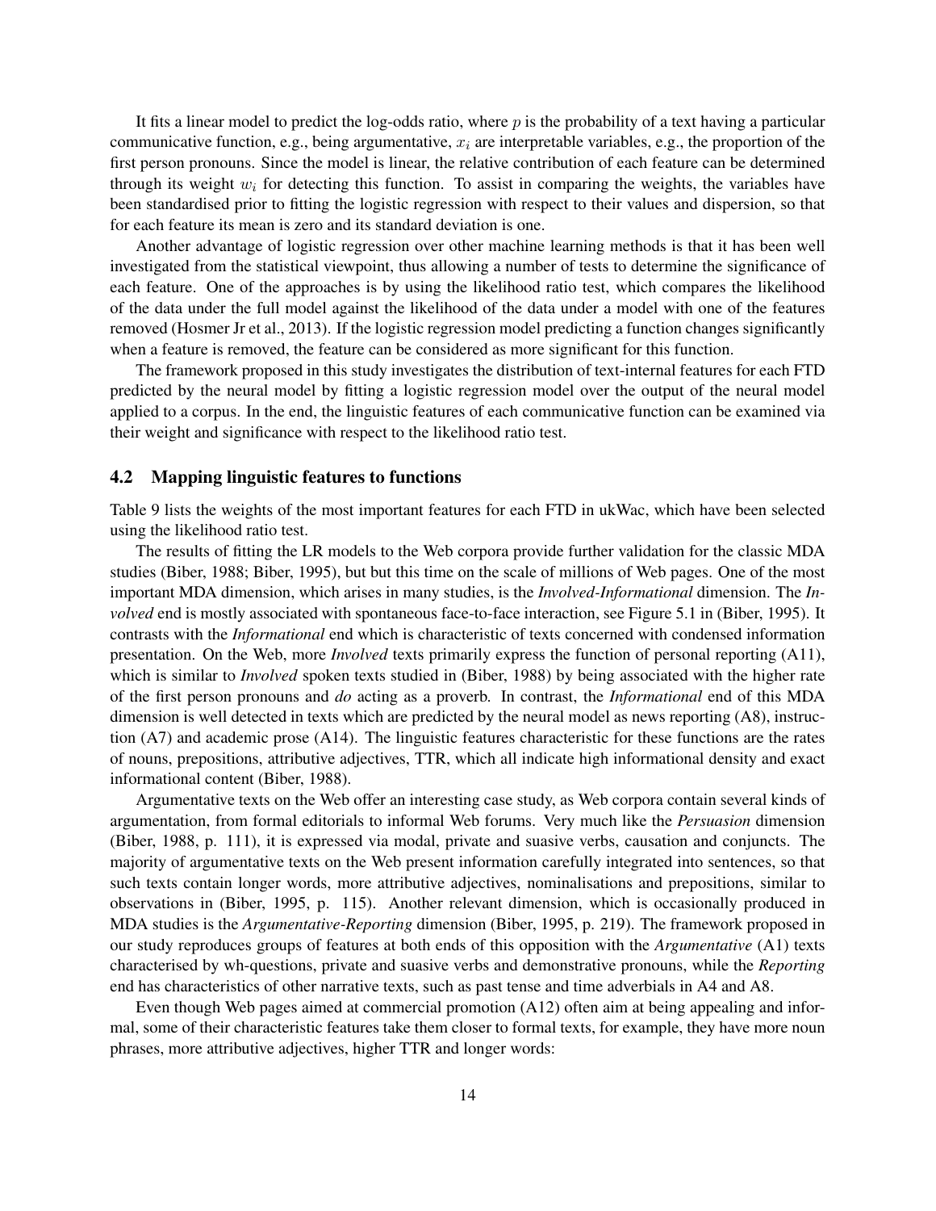It fits a linear model to predict the log-odds ratio, where $p$ is the probability of a text having a particular communicative function, e.g., being argumentative, $x_i$ are interpretable variables, e.g., the proportion of the first person pronouns. Since the model is linear, the relative contribution of each feature can be determined through its weight $w_i$ for detecting this function. To assist in comparing the weights, the variables have been standardised prior to fitting the logistic regression with respect to their values and dispersion, so that for each feature its mean is zero and its standard deviation is one.

Another advantage of logistic regression over other machine learning methods is that it has been well investigated from the statistical viewpoint, thus allowing a number of tests to determine the significance of each feature. One of the approaches is by using the likelihood ratio test, which compares the likelihood of the data under the full model against the likelihood of the data under a model with one of the features removed (Hosmer Jr et al., 2013). If the logistic regression model predicting a function changes significantly when a feature is removed, the feature can be considered as more significant for this function.

The framework proposed in this study investigates the distribution of text-internal features for each FTD predicted by the neural model by fitting a logistic regression model over the output of the neural model applied to a corpus. In the end, the linguistic features of each communicative function can be examined via their weight and significance with respect to the likelihood ratio test.

## 4.2 Mapping linguistic features to functions

Table 9 lists the weights of the most important features for each FTD in ukWac, which have been selected using the likelihood ratio test.

The results of fitting the LR models to the Web corpora provide further validation for the classic MDA studies (Biber, 1988; Biber, 1995), but but this time on the scale of millions of Web pages. One of the most important MDA dimension, which arises in many studies, is the ***Involved-Informational*** dimension. The ***Involved*** end is mostly associated with spontaneous face-to-face interaction, see Figure 5.1 in (Biber, 1995). It contrasts with the ***Informational*** end which is characteristic of texts concerned with condensed information presentation. On the Web, more ***Involved*** texts primarily express the function of personal reporting (A11), which is similar to ***Involved*** spoken texts studied in (Biber, 1988) by being associated with the higher rate of the first person pronouns and *do* acting as a proverb. In contrast, the ***Informational*** end of this MDA dimension is well detected in texts which are predicted by the neural model as news reporting (A8), instruction (A7) and academic prose (A14). The linguistic features characteristic for these functions are the rates of nouns, prepositions, attributive adjectives, TTR, which all indicate high informational density and exact informational content (Biber, 1988).

Argumentative texts on the Web offer an interesting case study, as Web corpora contain several kinds of argumentation, from formal editorials to informal Web forums. Very much like the ***Persuasion*** dimension (Biber, 1988, p. 111), it is expressed via modal, private and suasive verbs, causation and conjuncts. The majority of argumentative texts on the Web present information carefully integrated into sentences, so that such texts contain longer words, more attributive adjectives, nominalisations and prepositions, similar to observations in (Biber, 1995, p. 115). Another relevant dimension, which is occasionally produced in MDA studies is the ***Argumentative-Reporting*** dimension (Biber, 1995, p. 219). The framework proposed in our study reproduces groups of features at both ends of this opposition with the ***Argumentative*** (A1) texts characterised by wh-questions, private and suasive verbs and demonstrative pronouns, while the ***Reporting*** end has characteristics of other narrative texts, such as past tense and time adverbials in A4 and A8.

Even though Web pages aimed at commercial promotion (A12) often aim at being appealing and informal, some of their characteristic features take them closer to formal texts, for example, they have more noun phrases, more attributive adjectives, higher TTR and longer words: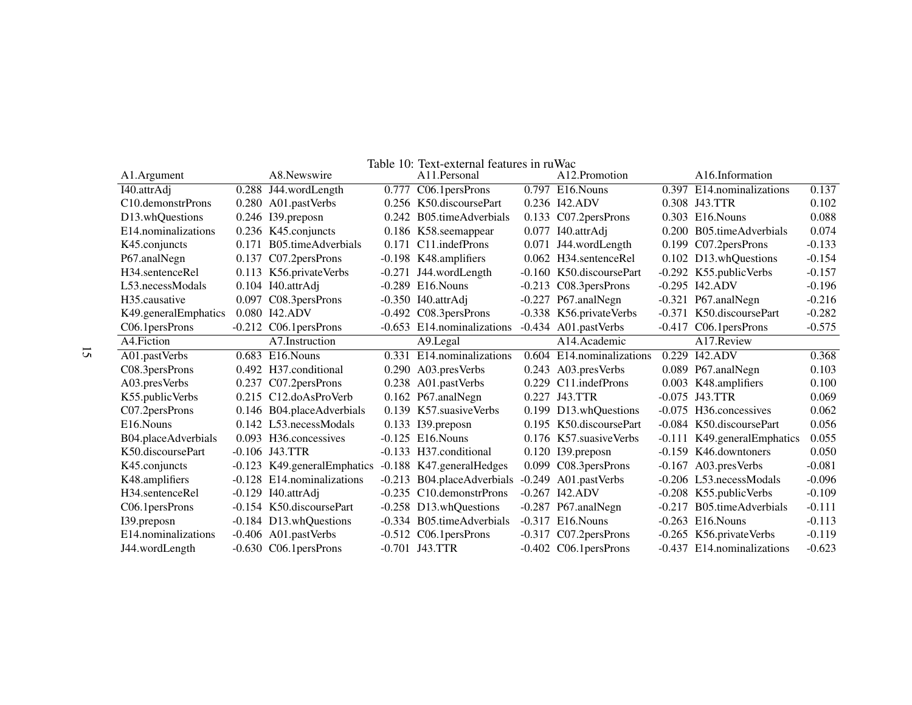Table 10: Text-external features in ruWac

| A1.Argument | | A8.Newswire | | A11.Personal | | A12.Promotion | | A16.Information | |
|---|---|---|---|---|---|---|---|---|---|
| I40.attrAdj | 0.288 | J44.wordLength | 0.777 | C06.1persProns | 0.797 | E16.Nouns | 0.397 | E14.nominalizations | 0.137 |
| C10.demonstrProns | 0.280 | A01.pastVerbs | 0.256 | K50.discoursePart | 0.236 | I42.ADV | 0.308 | J43.TTR | 0.102 |
| D13.whQuestions | 0.246 | I39.preposn | 0.242 | B05.timeAdverbials | 0.133 | C07.2persProns | 0.303 | E16.Nouns | 0.088 |
| E14.nominalizations | 0.236 | K45.conjuncts | 0.186 | K58.seemappear | 0.077 | I40.attrAdj | 0.200 | B05.timeAdverbials | 0.074 |
| K45.conjuncts | 0.171 | B05.timeAdverbials | 0.171 | C11.indefProns | 0.071 | J44.wordLength | 0.199 | C07.2persProns | -0.133 |
| P67.analNegn | 0.137 | C07.2persProns | -0.198 | K48.amplifiers | 0.062 | H34.sentenceRel | 0.102 | D13.whQuestions | -0.154 |
| H34.sentenceRel | 0.113 | K56.privateVerbs | -0.271 | J44.wordLength | -0.160 | K50.discoursePart | -0.292 | K55.publicVerbs | -0.157 |
| L53.necessModals | 0.104 | I40.attrAdj | -0.289 | E16.Nouns | -0.213 | C08.3persProns | -0.295 | I42.ADV | -0.196 |
| H35.causative | 0.097 | C08.3persProns | -0.350 | I40.attrAdj | -0.227 | P67.analNegn | -0.321 | P67.analNegn | -0.216 |
| K49.generalEmphatics | 0.080 | I42.ADV | -0.492 | C08.3persProns | -0.338 | K56.privateVerbs | -0.371 | K50.discoursePart | -0.282 |
| C06.1persProns | -0.212 | C06.1persProns | -0.653 | E14.nominalizations | -0.434 | A01.pastVerbs | -0.417 | C06.1persProns | -0.575 |
| **A4.Fiction** | | **A7.Instruction** | | **A9.Legal** | | **A14.Academic** | | **A17.Review** | |
| A01.pastVerbs | 0.683 | E16.Nouns | 0.331 | E14.nominalizations | 0.604 | E14.nominalizations | 0.229 | I42.ADV | 0.368 |
| C08.3persProns | 0.492 | H37.conditional | 0.290 | A03.presVerbs | 0.243 | A03.presVerbs | 0.089 | P67.analNegn | 0.103 |
| A03.presVerbs | 0.237 | C07.2persProns | 0.238 | A01.pastVerbs | 0.229 | C11.indefProns | 0.003 | K48.amplifiers | 0.100 |
| K55.publicVerbs | 0.215 | C12.doAsProVerb | 0.162 | P67.analNegn | 0.227 | J43.TTR | -0.075 | J43.TTR | 0.069 |
| C07.2persProns | 0.146 | B04.placeAdverbials | 0.139 | K57.suasiveVerbs | 0.199 | D13.whQuestions | -0.075 | H36.concessives | 0.062 |
| E16.Nouns | 0.142 | L53.necessModals | 0.133 | I39.preposn | 0.195 | K50.discoursePart | -0.084 | K50.discoursePart | 0.056 |
| B04.placeAdverbials | 0.093 | H36.concessives | -0.125 | E16.Nouns | 0.176 | K57.suasiveVerbs | -0.111 | K49.generalEmphatics | 0.055 |
| K50.discoursePart | -0.106 | J43.TTR | -0.133 | H37.conditional | 0.120 | I39.preposn | -0.159 | K46.downtoners | 0.050 |
| K45.conjuncts | -0.123 | K49.generalEmphatics | -0.188 | K47.generalHedges | 0.099 | C08.3persProns | -0.167 | A03.presVerbs | -0.081 |
| K48.amplifiers | -0.128 | E14.nominalizations | -0.213 | B04.placeAdverbials | -0.249 | A01.pastVerbs | -0.206 | L53.necessModals | -0.096 |
| H34.sentenceRel | -0.129 | I40.attrAdj | -0.235 | C10.demonstrProns | -0.267 | I42.ADV | -0.208 | K55.publicVerbs | -0.109 |
| C06.1persProns | -0.154 | K50.discoursePart | -0.258 | D13.whQuestions | -0.287 | P67.analNegn | -0.217 | B05.timeAdverbials | -0.111 |
| I39.preposn | -0.184 | D13.whQuestions | -0.334 | B05.timeAdverbials | -0.317 | E16.Nouns | -0.263 | E16.Nouns | -0.113 |
| E14.nominalizations | -0.406 | A01.pastVerbs | -0.512 | C06.1persProns | -0.317 | C07.2persProns | -0.265 | K56.privateVerbs | -0.119 |
| J44.wordLength | -0.630 | C06.1persProns | -0.701 | J43.TTR | -0.402 | C06.1persProns | -0.437 | E14.nominalizations | -0.623 |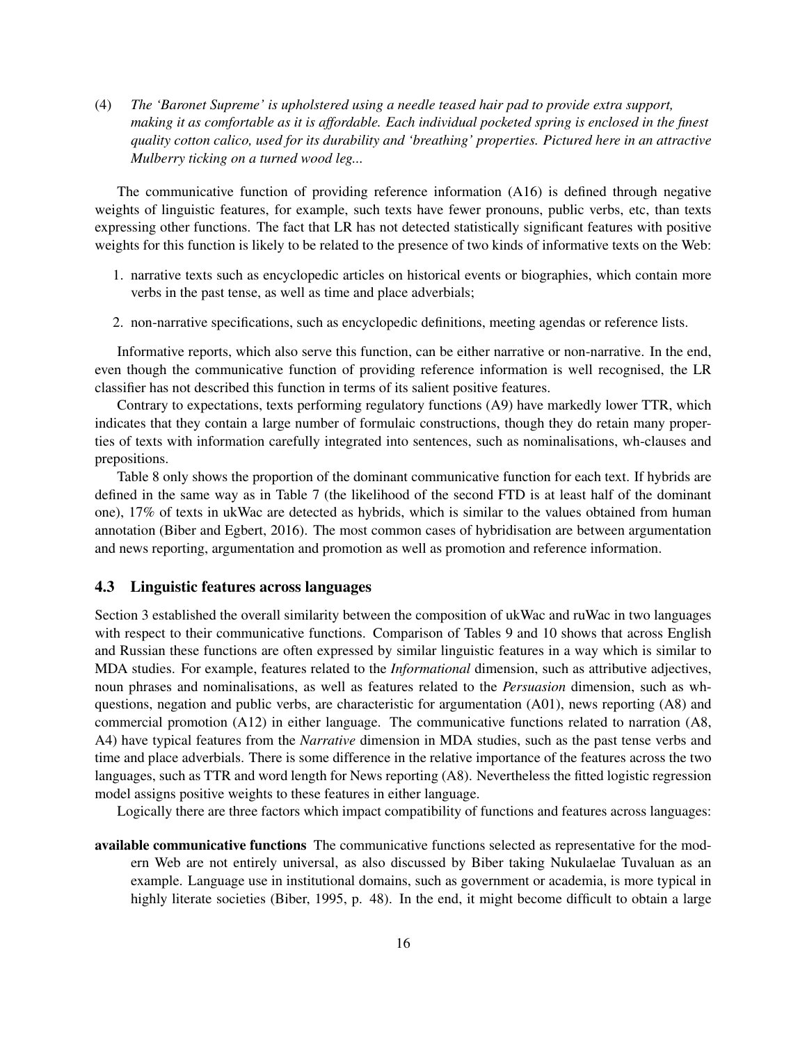(4) *The 'Baronet Supreme' is upholstered using a needle teased hair pad to provide extra support, making it as comfortable as it is affordable. Each individual pocketed spring is enclosed in the finest quality cotton calico, used for its durability and 'breathing' properties. Pictured here in an attractive Mulberry ticking on a turned wood leg...*

The communicative function of providing reference information (A16) is defined through negative weights of linguistic features, for example, such texts have fewer pronouns, public verbs, etc, than texts expressing other functions. The fact that LR has not detected statistically significant features with positive weights for this function is likely to be related to the presence of two kinds of informative texts on the Web:

1. narrative texts such as encyclopedic articles on historical events or biographies, which contain more verbs in the past tense, as well as time and place adverbials;
2. non-narrative specifications, such as encyclopedic definitions, meeting agendas or reference lists.

Informative reports, which also serve this function, can be either narrative or non-narrative. In the end, even though the communicative function of providing reference information is well recognised, the LR classifier has not described this function in terms of its salient positive features.

Contrary to expectations, texts performing regulatory functions (A9) have markedly lower TTR, which indicates that they contain a large number of formulaic constructions, though they do retain many properties of texts with information carefully integrated into sentences, such as nominalisations, wh-clauses and prepositions.

Table 8 only shows the proportion of the dominant communicative function for each text. If hybrids are defined in the same way as in Table 7 (the likelihood of the second FTD is at least half of the dominant one), 17% of texts in ukWac are detected as hybrids, which is similar to the values obtained from human annotation (Biber and Egbert, 2016). The most common cases of hybridisation are between argumentation and news reporting, argumentation and promotion as well as promotion and reference information.

### 4.3 Linguistic features across languages

Section 3 established the overall similarity between the composition of ukWac and ruWac in two languages with respect to their communicative functions. Comparison of Tables 9 and 10 shows that across English and Russian these functions are often expressed by similar linguistic features in a way which is similar to MDA studies. For example, features related to the *Informational* dimension, such as attributive adjectives, noun phrases and nominalisations, as well as features related to the *Persuasion* dimension, such as wh-questions, negation and public verbs, are characteristic for argumentation (A01), news reporting (A8) and commercial promotion (A12) in either language. The communicative functions related to narration (A8, A4) have typical features from the *Narrative* dimension in MDA studies, such as the past tense verbs and time and place adverbials. There is some difference in the relative importance of the features across the two languages, such as TTR and word length for News reporting (A8). Nevertheless the fitted logistic regression model assigns positive weights to these features in either language.

Logically there are three factors which impact compatibility of functions and features across languages:

**available communicative functions** The communicative functions selected as representative for the modern Web are not entirely universal, as also discussed by Biber taking Nukulaelae Tuvaluan as an example. Language use in institutional domains, such as government or academia, is more typical in highly literate societies (Biber, 1995, p. 48). In the end, it might become difficult to obtain a large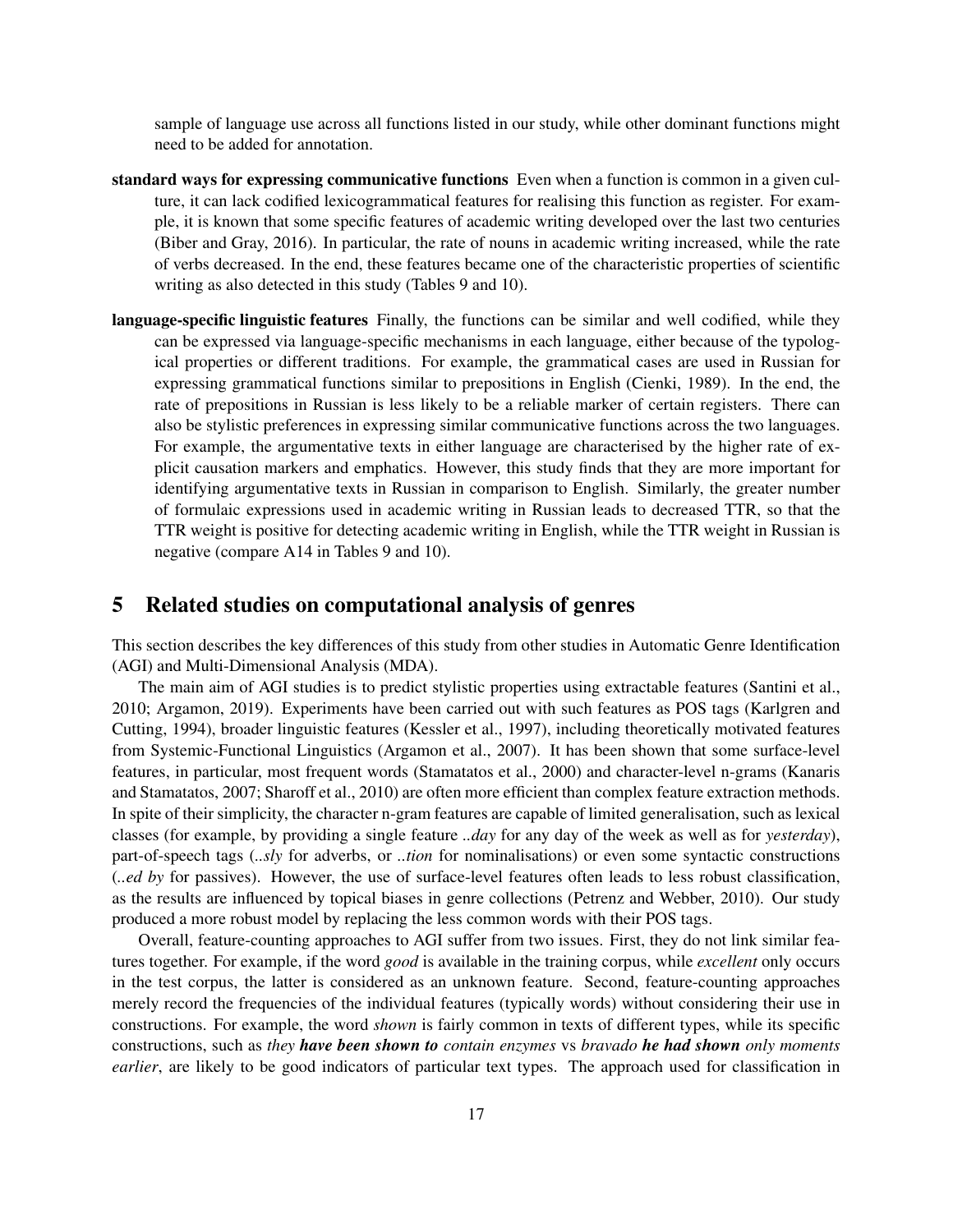sample of language use across all functions listed in our study, while other dominant functions might need to be added for annotation.

**standard ways for expressing communicative functions** Even when a function is common in a given culture, it can lack codified lexicogrammatical features for realising this function as register. For example, it is known that some specific features of academic writing developed over the last two centuries (Biber and Gray, 2016). In particular, the rate of nouns in academic writing increased, while the rate of verbs decreased. In the end, these features became one of the characteristic properties of scientific writing as also detected in this study (Tables 9 and 10).

**language-specific linguistic features** Finally, the functions can be similar and well codified, while they can be expressed via language-specific mechanisms in each language, either because of the typological properties or different traditions. For example, the grammatical cases are used in Russian for expressing grammatical functions similar to prepositions in English (Cienki, 1989). In the end, the rate of prepositions in Russian is less likely to be a reliable marker of certain registers. There can also be stylistic preferences in expressing similar communicative functions across the two languages. For example, the argumentative texts in either language are characterised by the higher rate of explicit causation markers and emphatics. However, this study finds that they are more important for identifying argumentative texts in Russian in comparison to English. Similarly, the greater number of formulaic expressions used in academic writing in Russian leads to decreased TTR, so that the TTR weight is positive for detecting academic writing in English, while the TTR weight in Russian is negative (compare A14 in Tables 9 and 10).

## 5 Related studies on computational analysis of genres

This section describes the key differences of this study from other studies in Automatic Genre Identification (AGI) and Multi-Dimensional Analysis (MDA).

The main aim of AGI studies is to predict stylistic properties using extractable features (Santini et al., 2010; Argamon, 2019). Experiments have been carried out with such features as POS tags (Karlgren and Cutting, 1994), broader linguistic features (Kessler et al., 1997), including theoretically motivated features from Systemic-Functional Linguistics (Argamon et al., 2007). It has been shown that some surface-level features, in particular, most frequent words (Stamatatos et al., 2000) and character-level n-grams (Kanaris and Stamatatos, 2007; Sharoff et al., 2010) are often more efficient than complex feature extraction methods. In spite of their simplicity, the character n-gram features are capable of limited generalisation, such as lexical classes (for example, by providing a single feature *..day* for any day of the week as well as for *yesterday*), part-of-speech tags (*..sly* for adverbs, or *..tion* for nominalisations) or even some syntactic constructions (*..ed by* for passives). However, the use of surface-level features often leads to less robust classification, as the results are influenced by topical biases in genre collections (Petrenz and Webber, 2010). Our study produced a more robust model by replacing the less common words with their POS tags.

Overall, feature-counting approaches to AGI suffer from two issues. First, they do not link similar features together. For example, if the word *good* is available in the training corpus, while *excellent* only occurs in the test corpus, the latter is considered as an unknown feature. Second, feature-counting approaches merely record the frequencies of the individual features (typically words) without considering their use in constructions. For example, the word *shown* is fairly common in texts of different types, while its specific constructions, such as *they* ***have been shown to*** *contain enzymes* vs *bravado* ***he had shown*** *only moments earlier*, are likely to be good indicators of particular text types. The approach used for classification in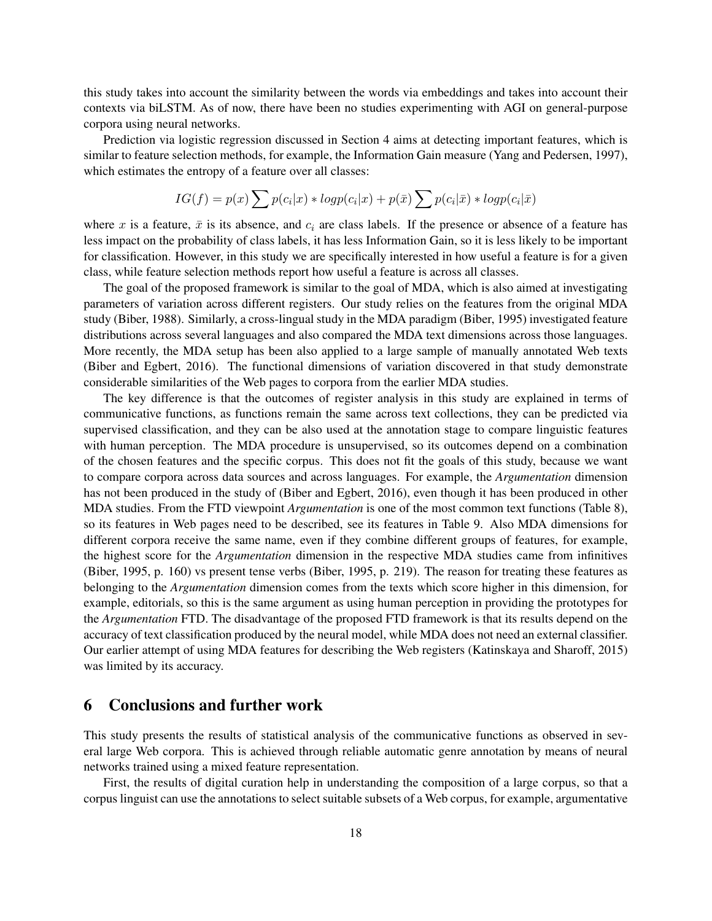this study takes into account the similarity between the words via embeddings and takes into account their contexts via biLSTM. As of now, there have been no studies experimenting with AGI on general-purpose corpora using neural networks.

Prediction via logistic regression discussed in Section 4 aims at detecting important features, which is similar to feature selection methods, for example, the Information Gain measure (Yang and Pedersen, 1997), which estimates the entropy of a feature over all classes:

$$IG(f) = p(x) \sum p(c_i|x) * logp(c_i|x) + p(\bar{x}) \sum p(c_i|\bar{x}) * logp(c_i|\bar{x})$$

where $x$ is a feature, $\bar{x}$ is its absence, and $c_i$ are class labels. If the presence or absence of a feature has less impact on the probability of class labels, it has less Information Gain, so it is less likely to be important for classification. However, in this study we are specifically interested in how useful a feature is for a given class, while feature selection methods report how useful a feature is across all classes.

The goal of the proposed framework is similar to the goal of MDA, which is also aimed at investigating parameters of variation across different registers. Our study relies on the features from the original MDA study (Biber, 1988). Similarly, a cross-lingual study in the MDA paradigm (Biber, 1995) investigated feature distributions across several languages and also compared the MDA text dimensions across those languages. More recently, the MDA setup has been also applied to a large sample of manually annotated Web texts (Biber and Egbert, 2016). The functional dimensions of variation discovered in that study demonstrate considerable similarities of the Web pages to corpora from the earlier MDA studies.

The key difference is that the outcomes of register analysis in this study are explained in terms of communicative functions, as functions remain the same across text collections, they can be predicted via supervised classification, and they can be also used at the annotation stage to compare linguistic features with human perception. The MDA procedure is unsupervised, so its outcomes depend on a combination of the chosen features and the specific corpus. This does not fit the goals of this study, because we want to compare corpora across data sources and across languages. For example, the *Argumentation* dimension has not been produced in the study of (Biber and Egbert, 2016), even though it has been produced in other MDA studies. From the FTD viewpoint *Argumentation* is one of the most common text functions (Table 8), so its features in Web pages need to be described, see its features in Table 9. Also MDA dimensions for different corpora receive the same name, even if they combine different groups of features, for example, the highest score for the *Argumentation* dimension in the respective MDA studies came from infinitives (Biber, 1995, p. 160) vs present tense verbs (Biber, 1995, p. 219). The reason for treating these features as belonging to the *Argumentation* dimension comes from the texts which score higher in this dimension, for example, editorials, so this is the same argument as using human perception in providing the prototypes for the *Argumentation* FTD. The disadvantage of the proposed FTD framework is that its results depend on the accuracy of text classification produced by the neural model, while MDA does not need an external classifier. Our earlier attempt of using MDA features for describing the Web registers (Katinskaya and Sharoff, 2015) was limited by its accuracy.

## 6 Conclusions and further work

This study presents the results of statistical analysis of the communicative functions as observed in several large Web corpora. This is achieved through reliable automatic genre annotation by means of neural networks trained using a mixed feature representation.

First, the results of digital curation help in understanding the composition of a large corpus, so that a corpus linguist can use the annotations to select suitable subsets of a Web corpus, for example, argumentative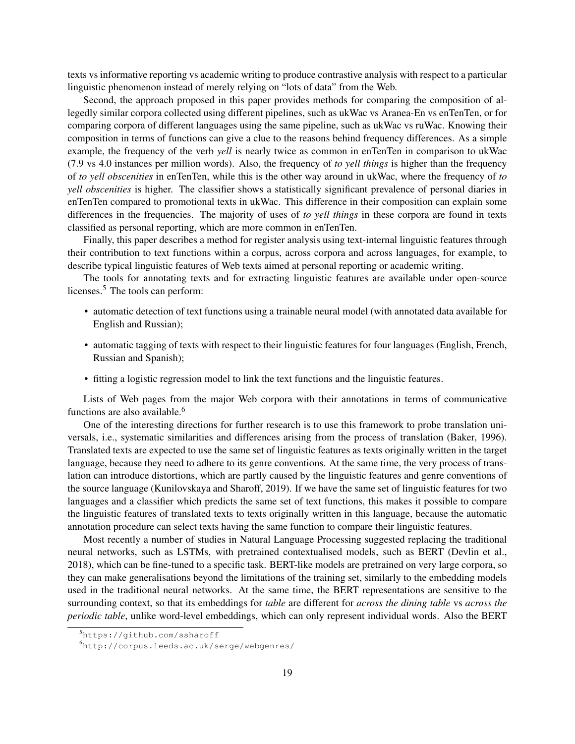texts vs informative reporting vs academic writing to produce contrastive analysis with respect to a particular linguistic phenomenon instead of merely relying on "lots of data" from the Web.

Second, the approach proposed in this paper provides methods for comparing the composition of allegedly similar corpora collected using different pipelines, such as ukWac vs Aranea-En vs enTenTen, or for comparing corpora of different languages using the same pipeline, such as ukWac vs ruWac. Knowing their composition in terms of functions can give a clue to the reasons behind frequency differences. As a simple example, the frequency of the verb *yell* is nearly twice as common in enTenTen in comparison to ukWac (7.9 vs 4.0 instances per million words). Also, the frequency of *to yell things* is higher than the frequency of *to yell obscenities* in enTenTen, while this is the other way around in ukWac, where the frequency of *to yell obscenities* is higher. The classifier shows a statistically significant prevalence of personal diaries in enTenTen compared to promotional texts in ukWac. This difference in their composition can explain some differences in the frequencies. The majority of uses of *to yell things* in these corpora are found in texts classified as personal reporting, which are more common in enTenTen.

Finally, this paper describes a method for register analysis using text-internal linguistic features through their contribution to text functions within a corpus, across corpora and across languages, for example, to describe typical linguistic features of Web texts aimed at personal reporting or academic writing.

The tools for annotating texts and for extracting linguistic features are available under open-source licenses.[5] The tools can perform:

- automatic detection of text functions using a trainable neural model (with annotated data available for English and Russian);
- automatic tagging of texts with respect to their linguistic features for four languages (English, French, Russian and Spanish);
- fitting a logistic regression model to link the text functions and the linguistic features.

Lists of Web pages from the major Web corpora with their annotations in terms of communicative functions are also available.[6]

One of the interesting directions for further research is to use this framework to probe translation universals, i.e., systematic similarities and differences arising from the process of translation (Baker, 1996). Translated texts are expected to use the same set of linguistic features as texts originally written in the target language, because they need to adhere to its genre conventions. At the same time, the very process of translation can introduce distortions, which are partly caused by the linguistic features and genre conventions of the source language (Kunilovskaya and Sharoff, 2019). If we have the same set of linguistic features for two languages and a classifier which predicts the same set of text functions, this makes it possible to compare the linguistic features of translated texts to texts originally written in this language, because the automatic annotation procedure can select texts having the same function to compare their linguistic features.

Most recently a number of studies in Natural Language Processing suggested replacing the traditional neural networks, such as LSTMs, with pretrained contextualised models, such as BERT (Devlin et al., 2018), which can be fine-tuned to a specific task. BERT-like models are pretrained on very large corpora, so they can make generalisations beyond the limitations of the training set, similarly to the embedding models used in the traditional neural networks. At the same time, the BERT representations are sensitive to the surrounding context, so that its embeddings for *table* are different for *across the dining table* vs *across the periodic table*, unlike word-level embeddings, which can only represent individual words. Also the BERT

[5] https://github.com/ssharoff

[6] http://corpus.leeds.ac.uk/serge/webgenres/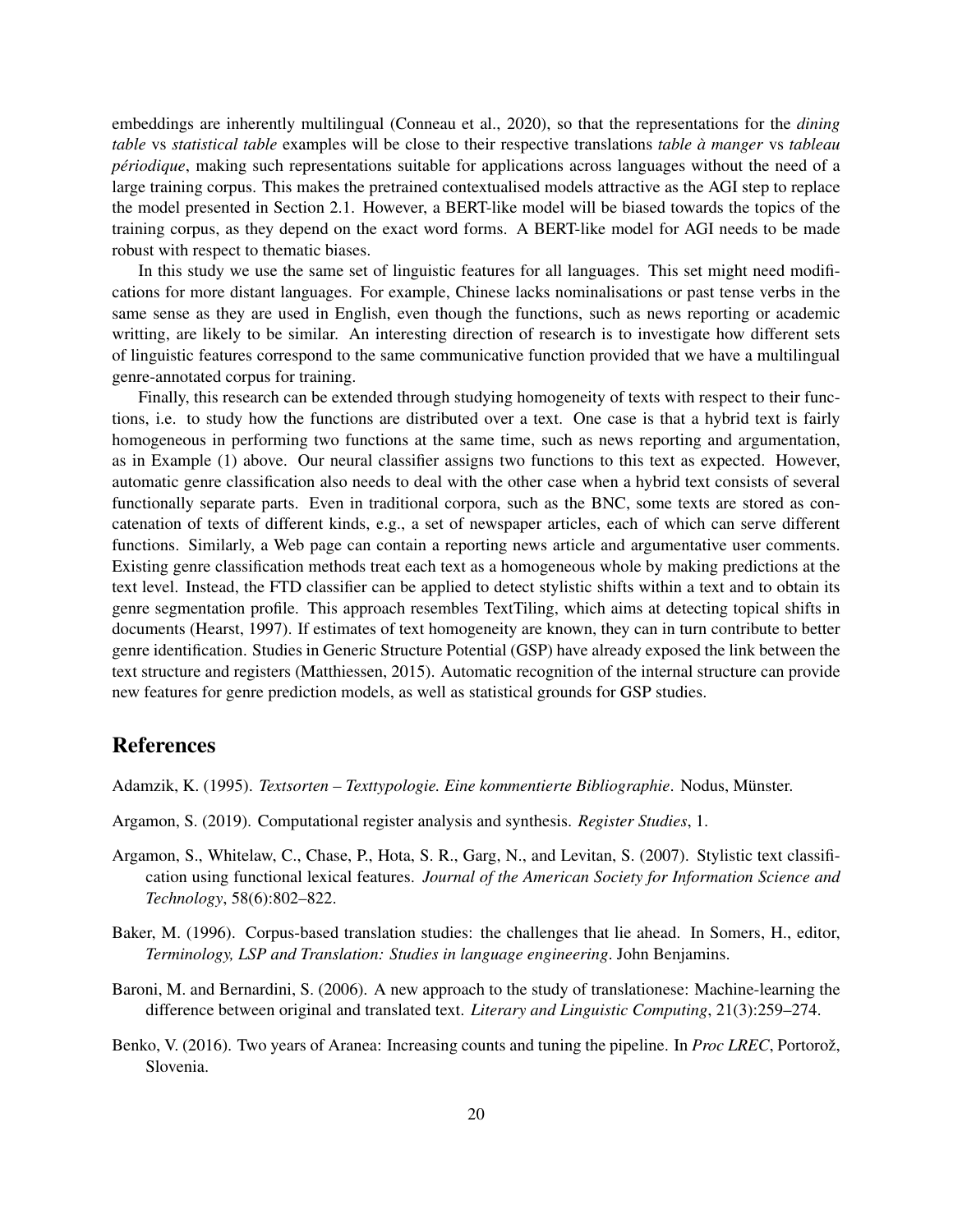embeddings are inherently multilingual (Conneau et al., 2020), so that the representations for the *dining table* vs *statistical table* examples will be close to their respective translations *table à manger* vs *tableau périodique*, making such representations suitable for applications across languages without the need of a large training corpus. This makes the pretrained contextualised models attractive as the AGI step to replace the model presented in Section 2.1. However, a BERT-like model will be biased towards the topics of the training corpus, as they depend on the exact word forms. A BERT-like model for AGI needs to be made robust with respect to thematic biases.

In this study we use the same set of linguistic features for all languages. This set might need modifications for more distant languages. For example, Chinese lacks nominalisations or past tense verbs in the same sense as they are used in English, even though the functions, such as news reporting or academic writting, are likely to be similar. An interesting direction of research is to investigate how different sets of linguistic features correspond to the same communicative function provided that we have a multilingual genre-annotated corpus for training.

Finally, this research can be extended through studying homogeneity of texts with respect to their functions, i.e. to study how the functions are distributed over a text. One case is that a hybrid text is fairly homogeneous in performing two functions at the same time, such as news reporting and argumentation, as in Example (1) above. Our neural classifier assigns two functions to this text as expected. However, automatic genre classification also needs to deal with the other case when a hybrid text consists of several functionally separate parts. Even in traditional corpora, such as the BNC, some texts are stored as concatenation of texts of different kinds, e.g., a set of newspaper articles, each of which can serve different functions. Similarly, a Web page can contain a reporting news article and argumentative user comments. Existing genre classification methods treat each text as a homogeneous whole by making predictions at the text level. Instead, the FTD classifier can be applied to detect stylistic shifts within a text and to obtain its genre segmentation profile. This approach resembles TextTiling, which aims at detecting topical shifts in documents (Hearst, 1997). If estimates of text homogeneity are known, they can in turn contribute to better genre identification. Studies in Generic Structure Potential (GSP) have already exposed the link between the text structure and registers (Matthiessen, 2015). Automatic recognition of the internal structure can provide new features for genre prediction models, as well as statistical grounds for GSP studies.

## References

Adamzik, K. (1995). *Textsorten – Texttypologie. Eine kommentierte Bibliographie*. Nodus, Münster.

Argamon, S. (2019). Computational register analysis and synthesis. *Register Studies*, 1.

Argamon, S., Whitelaw, C., Chase, P., Hota, S. R., Garg, N., and Levitan, S. (2007). Stylistic text classification using functional lexical features. *Journal of the American Society for Information Science and Technology*, 58(6):802–822.

Baker, M. (1996). Corpus-based translation studies: the challenges that lie ahead. In Somers, H., editor, *Terminology, LSP and Translation: Studies in language engineering*. John Benjamins.

Baroni, M. and Bernardini, S. (2006). A new approach to the study of translationese: Machine-learning the difference between original and translated text. *Literary and Linguistic Computing*, 21(3):259–274.

Benko, V. (2016). Two years of Aranea: Increasing counts and tuning the pipeline. In *Proc LREC*, Portorož, Slovenia.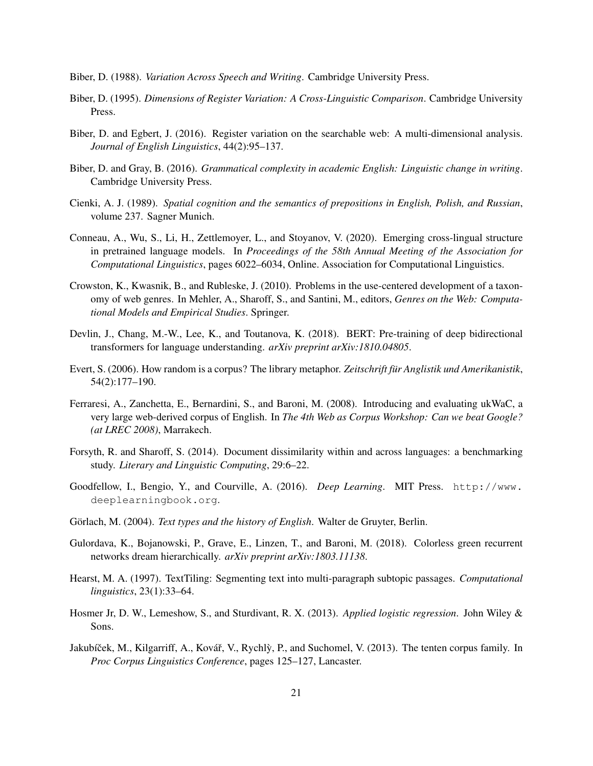Biber, D. (1988). *Variation Across Speech and Writing*. Cambridge University Press.

Biber, D. (1995). *Dimensions of Register Variation: A Cross-Linguistic Comparison*. Cambridge University Press.

Biber, D. and Egbert, J. (2016). Register variation on the searchable web: A multi-dimensional analysis. *Journal of English Linguistics*, 44(2):95–137.

Biber, D. and Gray, B. (2016). *Grammatical complexity in academic English: Linguistic change in writing*. Cambridge University Press.

Cienki, A. J. (1989). *Spatial cognition and the semantics of prepositions in English, Polish, and Russian*, volume 237. Sagner Munich.

Conneau, A., Wu, S., Li, H., Zettlemoyer, L., and Stoyanov, V. (2020). Emerging cross-lingual structure in pretrained language models. In *Proceedings of the 58th Annual Meeting of the Association for Computational Linguistics*, pages 6022–6034, Online. Association for Computational Linguistics.

Crowston, K., Kwasnik, B., and Rubleske, J. (2010). Problems in the use-centered development of a taxonomy of web genres. In Mehler, A., Sharoff, S., and Santini, M., editors, *Genres on the Web: Computational Models and Empirical Studies*. Springer.

Devlin, J., Chang, M.-W., Lee, K., and Toutanova, K. (2018). BERT: Pre-training of deep bidirectional transformers for language understanding. *arXiv preprint arXiv:1810.04805*.

Evert, S. (2006). How random is a corpus? The library metaphor. *Zeitschrift für Anglistik und Amerikanistik*, 54(2):177–190.

Ferraresi, A., Zanchetta, E., Bernardini, S., and Baroni, M. (2008). Introducing and evaluating ukWaC, a very large web-derived corpus of English. In *The 4th Web as Corpus Workshop: Can we beat Google? (at LREC 2008)*, Marrakech.

Forsyth, R. and Sharoff, S. (2014). Document dissimilarity within and across languages: a benchmarking study. *Literary and Linguistic Computing*, 29:6–22.

Goodfellow, I., Bengio, Y., and Courville, A. (2016). *Deep Learning*. MIT Press. `http://www.deeplearningbook.org`.

Görlach, M. (2004). *Text types and the history of English*. Walter de Gruyter, Berlin.

Gulordava, K., Bojanowski, P., Grave, E., Linzen, T., and Baroni, M. (2018). Colorless green recurrent networks dream hierarchically. *arXiv preprint arXiv:1803.11138*.

Hearst, M. A. (1997). TextTiling: Segmenting text into multi-paragraph subtopic passages. *Computational linguistics*, 23(1):33–64.

Hosmer Jr, D. W., Lemeshow, S., and Sturdivant, R. X. (2013). *Applied logistic regression*. John Wiley & Sons.

Jakubíček, M., Kilgarriff, A., Kovář, V., Rychlỳ, P., and Suchomel, V. (2013). The tenten corpus family. In *Proc Corpus Linguistics Conference*, pages 125–127, Lancaster.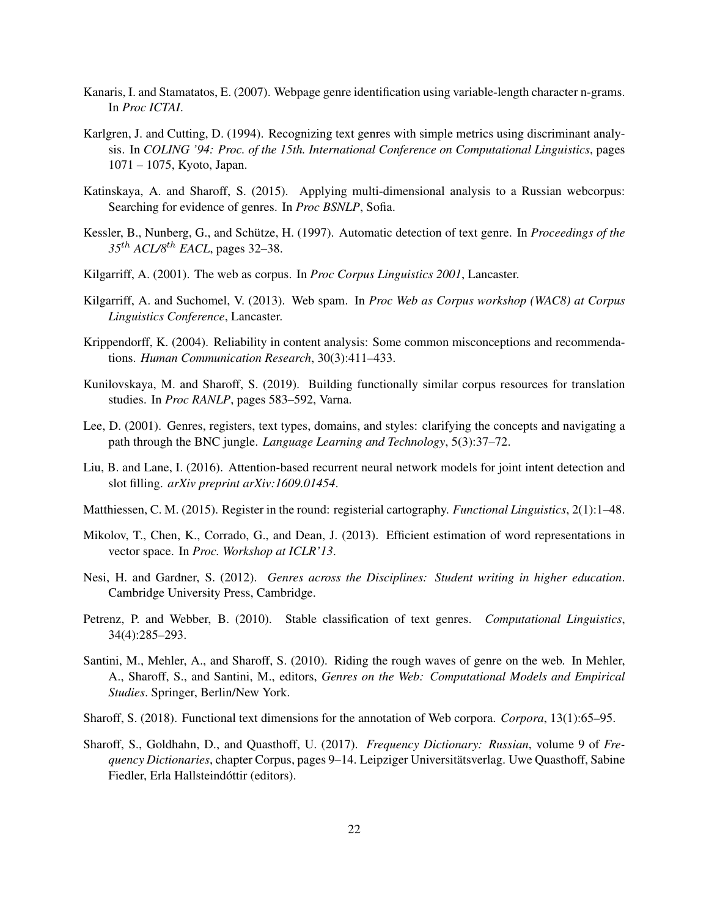Kanaris, I. and Stamatatos, E. (2007). Webpage genre identification using variable-length character n-grams. In *Proc ICTAI*.

Karlgren, J. and Cutting, D. (1994). Recognizing text genres with simple metrics using discriminant analysis. In *COLING '94: Proc. of the 15th. International Conference on Computational Linguistics*, pages 1071 – 1075, Kyoto, Japan.

Katinskaya, A. and Sharoff, S. (2015). Applying multi-dimensional analysis to a Russian webcorpus: Searching for evidence of genres. In *Proc BSNLP*, Sofia.

Kessler, B., Nunberg, G., and Schütze, H. (1997). Automatic detection of text genre. In *Proceedings of the 35$^{th}$ ACL/8$^{th}$ EACL*, pages 32–38.

Kilgarriff, A. (2001). The web as corpus. In *Proc Corpus Linguistics 2001*, Lancaster.

Kilgarriff, A. and Suchomel, V. (2013). Web spam. In *Proc Web as Corpus workshop (WAC8) at Corpus Linguistics Conference*, Lancaster.

Krippendorff, K. (2004). Reliability in content analysis: Some common misconceptions and recommendations. *Human Communication Research*, 30(3):411–433.

Kunilovskaya, M. and Sharoff, S. (2019). Building functionally similar corpus resources for translation studies. In *Proc RANLP*, pages 583–592, Varna.

Lee, D. (2001). Genres, registers, text types, domains, and styles: clarifying the concepts and navigating a path through the BNC jungle. *Language Learning and Technology*, 5(3):37–72.

Liu, B. and Lane, I. (2016). Attention-based recurrent neural network models for joint intent detection and slot filling. *arXiv preprint arXiv:1609.01454*.

Matthiessen, C. M. (2015). Register in the round: registerial cartography. *Functional Linguistics*, 2(1):1–48.

Mikolov, T., Chen, K., Corrado, G., and Dean, J. (2013). Efficient estimation of word representations in vector space. In *Proc. Workshop at ICLR'13*.

Nesi, H. and Gardner, S. (2012). *Genres across the Disciplines: Student writing in higher education*. Cambridge University Press, Cambridge.

Petrenz, P. and Webber, B. (2010). Stable classification of text genres. *Computational Linguistics*, 34(4):285–293.

Santini, M., Mehler, A., and Sharoff, S. (2010). Riding the rough waves of genre on the web. In Mehler, A., Sharoff, S., and Santini, M., editors, *Genres on the Web: Computational Models and Empirical Studies*. Springer, Berlin/New York.

Sharoff, S. (2018). Functional text dimensions for the annotation of Web corpora. *Corpora*, 13(1):65–95.

Sharoff, S., Goldhahn, D., and Quasthoff, U. (2017). *Frequency Dictionary: Russian*, volume 9 of *Frequency Dictionaries*, chapter Corpus, pages 9–14. Leipziger Universitätsverlag. Uwe Quasthoff, Sabine Fiedler, Erla Hallsteindóttir (editors).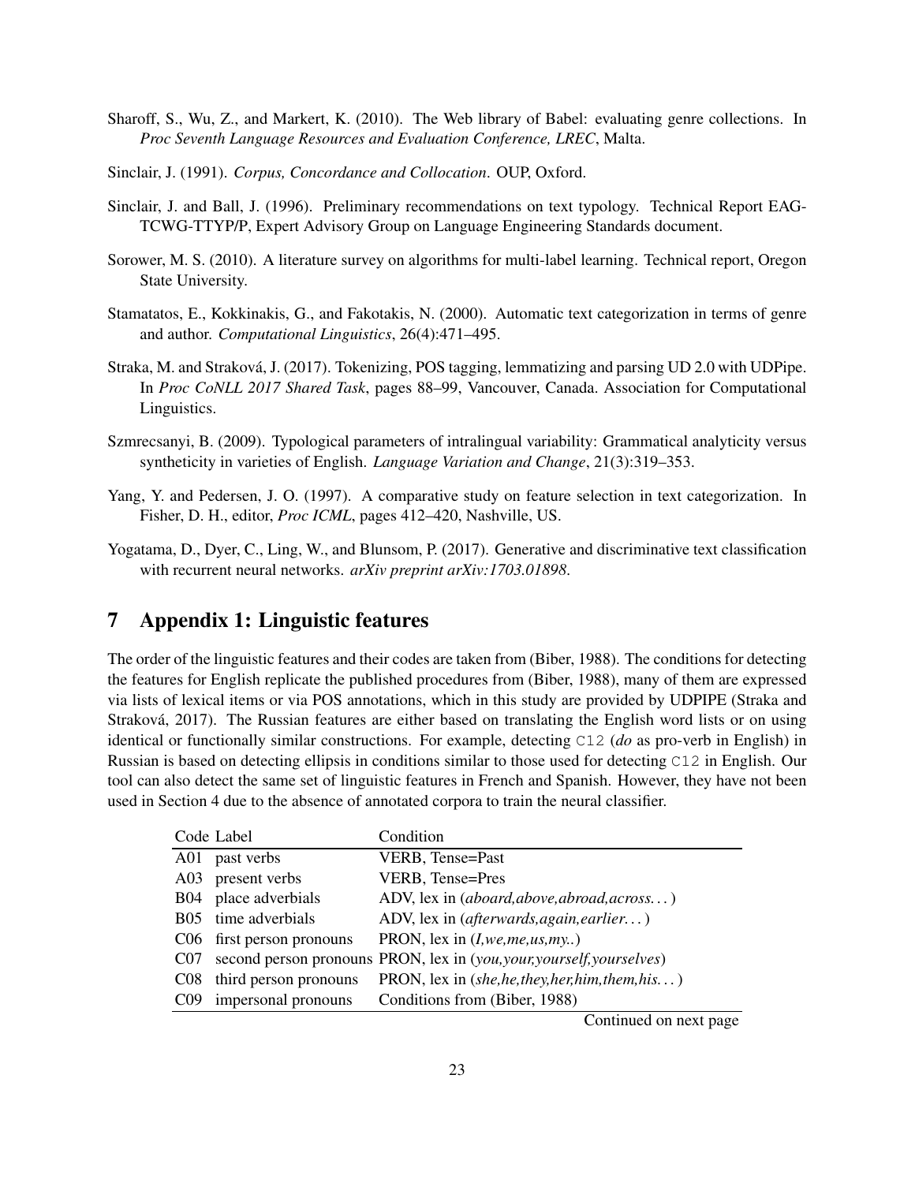Sharoff, S., Wu, Z., and Markert, K. (2010). The Web library of Babel: evaluating genre collections. In *Proc Seventh Language Resources and Evaluation Conference, LREC*, Malta.

Sinclair, J. (1991). *Corpus, Concordance and Collocation*. OUP, Oxford.

Sinclair, J. and Ball, J. (1996). Preliminary recommendations on text typology. Technical Report EAG-TCWG-TTYP/P, Expert Advisory Group on Language Engineering Standards document.

Sorower, M. S. (2010). A literature survey on algorithms for multi-label learning. Technical report, Oregon State University.

Stamatatos, E., Kokkinakis, G., and Fakotakis, N. (2000). Automatic text categorization in terms of genre and author. *Computational Linguistics*, 26(4):471–495.

Straka, M. and Straková, J. (2017). Tokenizing, POS tagging, lemmatizing and parsing UD 2.0 with UDPipe. In *Proc CoNLL 2017 Shared Task*, pages 88–99, Vancouver, Canada. Association for Computational Linguistics.

Szmrecsanyi, B. (2009). Typological parameters of intralingual variability: Grammatical analyticity versus syntheticity in varieties of English. *Language Variation and Change*, 21(3):319–353.

Yang, Y. and Pedersen, J. O. (1997). A comparative study on feature selection in text categorization. In Fisher, D. H., editor, *Proc ICML*, pages 412–420, Nashville, US.

Yogatama, D., Dyer, C., Ling, W., and Blunsom, P. (2017). Generative and discriminative text classification with recurrent neural networks. *arXiv preprint arXiv:1703.01898*.

# 7 Appendix 1: Linguistic features

The order of the linguistic features and their codes are taken from (Biber, 1988). The conditions for detecting the features for English replicate the published procedures from (Biber, 1988), many of them are expressed via lists of lexical items or via POS annotations, which in this study are provided by UDPIPE (Straka and Straková, 2017). The Russian features are either based on translating the English word lists or on using identical or functionally similar constructions. For example, detecting `C12` (*do* as pro-verb in English) in Russian is based on detecting ellipsis in conditions similar to those used for detecting `C12` in English. Our tool can also detect the same set of linguistic features in French and Spanish. However, they have not been used in Section 4 due to the absence of annotated corpora to train the neural classifier.

| Code | Label | Condition |
|---|---|---|
| A01 | past verbs | VERB, Tense=Past |
| A03 | present verbs | VERB, Tense=Pres |
| B04 | place adverbials | ADV, lex in (*aboard,above,abroad,across…*) |
| B05 | time adverbials | ADV, lex in (*afterwards,again,earlier…*) |
| C06 | first person pronouns | PRON, lex in (*I,we,me,us,my..*) |
| C07 | second person pronouns | PRON, lex in (*you,your,yourself,yourselves*) |
| C08 | third person pronouns | PRON, lex in (*she,he,they,her,him,them,his…*) |
| C09 | impersonal pronouns | Conditions from (Biber, 1988) |

Continued on next page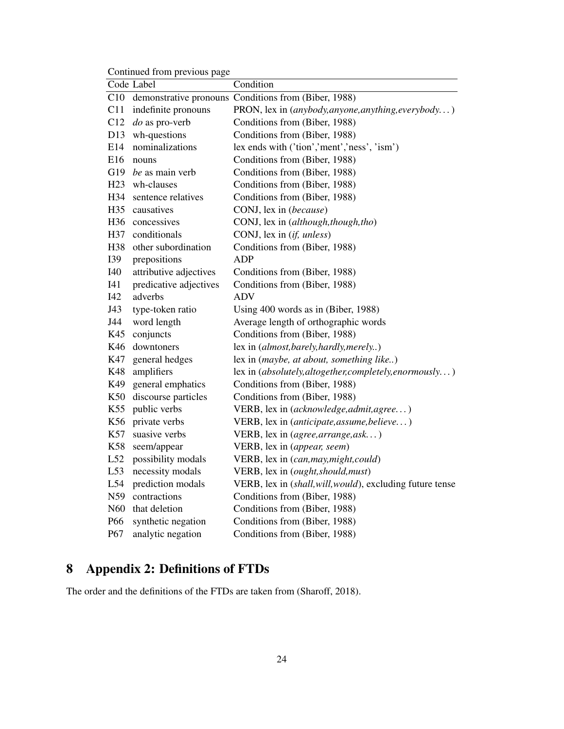Continued from previous page

| Code | Label | Condition |
|---|---|---|
| C10 | demonstrative pronouns | Conditions from (Biber, 1988) |
| C11 | indefinite pronouns | PRON, lex in (*anybody,anyone,anything,everybody…*) |
| C12 | *do* as pro-verb | Conditions from (Biber, 1988) |
| D13 | wh-questions | Conditions from (Biber, 1988) |
| E14 | nominalizations | lex ends with ('tion','ment','ness', 'ism') |
| E16 | nouns | Conditions from (Biber, 1988) |
| G19 | *be* as main verb | Conditions from (Biber, 1988) |
| H23 | wh-clauses | Conditions from (Biber, 1988) |
| H34 | sentence relatives | Conditions from (Biber, 1988) |
| H35 | causatives | CONJ, lex in (*because*) |
| H36 | concessives | CONJ, lex in (*although,though,tho*) |
| H37 | conditionals | CONJ, lex in (*if, unless*) |
| H38 | other subordination | Conditions from (Biber, 1988) |
| I39 | prepositions | ADP |
| I40 | attributive adjectives | Conditions from (Biber, 1988) |
| I41 | predicative adjectives | Conditions from (Biber, 1988) |
| I42 | adverbs | ADV |
| J43 | type-token ratio | Using 400 words as in (Biber, 1988) |
| J44 | word length | Average length of orthographic words |
| K45 | conjuncts | Conditions from (Biber, 1988) |
| K46 | downtoners | lex in (*almost,barely,hardly,merely..*) |
| K47 | general hedges | lex in (*maybe, at about, something like..*) |
| K48 | amplifiers | lex in (*absolutely,altogether,completely,enormously…*) |
| K49 | general emphatics | Conditions from (Biber, 1988) |
| K50 | discourse particles | Conditions from (Biber, 1988) |
| K55 | public verbs | VERB, lex in (*acknowledge,admit,agree…*) |
| K56 | private verbs | VERB, lex in (*anticipate,assume,believe…*) |
| K57 | suasive verbs | VERB, lex in (*agree,arrange,ask…*) |
| K58 | seem/appear | VERB, lex in (*appear, seem*) |
| L52 | possibility modals | VERB, lex in (*can,may,might,could*) |
| L53 | necessity modals | VERB, lex in (*ought,should,must*) |
| L54 | prediction modals | VERB, lex in (*shall,will,would*), excluding future tense |
| N59 | contractions | Conditions from (Biber, 1988) |
| N60 | that deletion | Conditions from (Biber, 1988) |
| P66 | synthetic negation | Conditions from (Biber, 1988) |
| P67 | analytic negation | Conditions from (Biber, 1988) |

# 8 Appendix 2: Definitions of FTDs

The order and the definitions of the FTDs are taken from (Sharoff, 2018).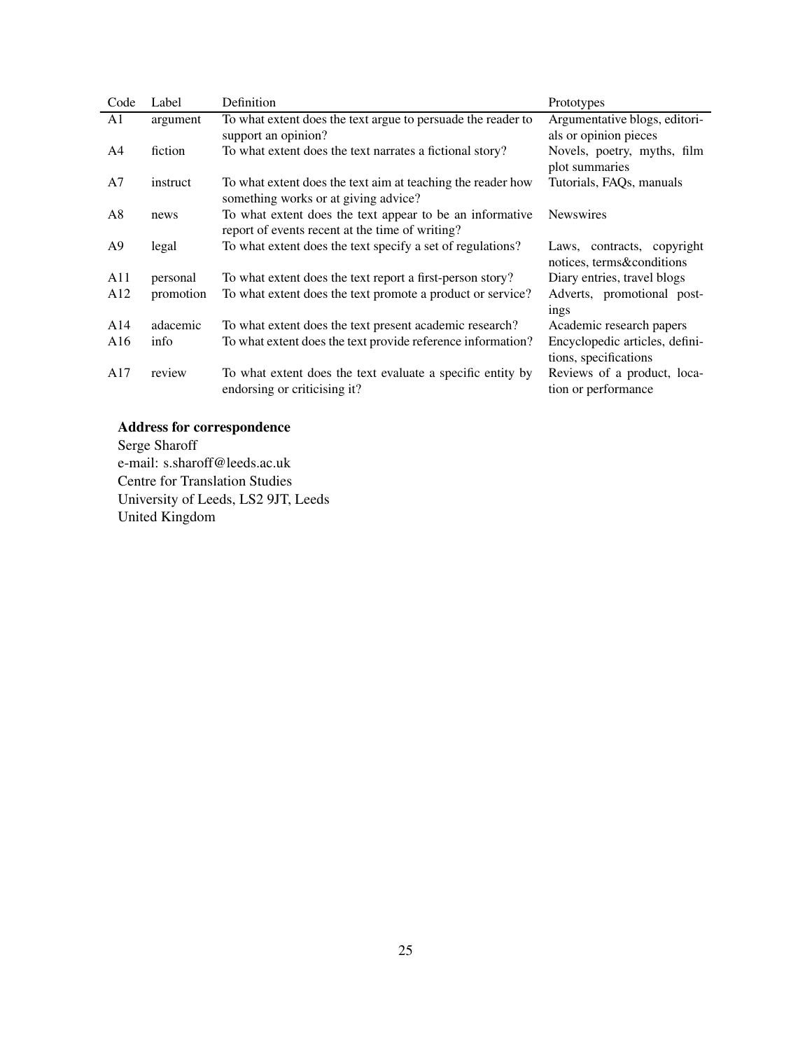| Code | Label | Definition | Prototypes |
|---|---|---|---|
| A1 | argument | To what extent does the text argue to persuade the reader to support an opinion? | Argumentative blogs, editorials or opinion pieces |
| A4 | fiction | To what extent does the text narrates a fictional story? | Novels, poetry, myths, film plot summaries |
| A7 | instruct | To what extent does the text aim at teaching the reader how something works or at giving advice? | Tutorials, FAQs, manuals |
| A8 | news | To what extent does the text appear to be an informative report of events recent at the time of writing? | Newswires |
| A9 | legal | To what extent does the text specify a set of regulations? | Laws, contracts, copyright notices, terms&conditions |
| A11 | personal | To what extent does the text report a first-person story? | Diary entries, travel blogs |
| A12 | promotion | To what extent does the text promote a product or service? | Adverts, promotional postings |
| A14 | adacemic | To what extent does the text present academic research? | Academic research papers |
| A16 | info | To what extent does the text provide reference information? | Encyclopedic articles, definitions, specifications |
| A17 | review | To what extent does the text evaluate a specific entity by endorsing or criticising it? | Reviews of a product, location or performance |

**Address for correspondence**

Serge Sharoff
e-mail: s.sharoff@leeds.ac.uk
Centre for Translation Studies
University of Leeds, LS2 9JT, Leeds
United Kingdom